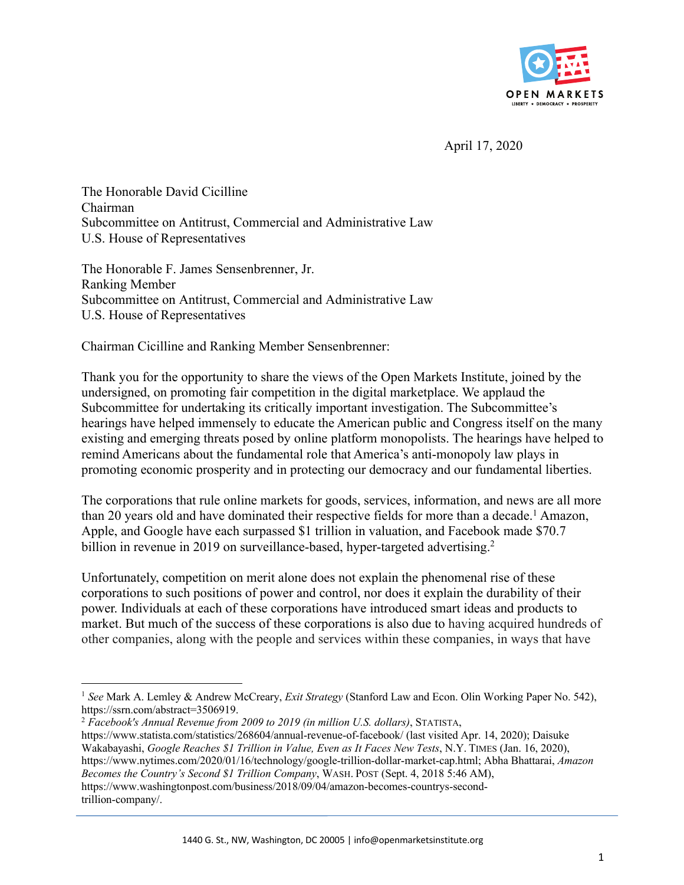OPEN MARKETS
LIBERTY • DEMOCRACY • PROSPERITY

April 17, 2020

The Honorable David Cicilline
Chairman
Subcommittee on Antitrust, Commercial and Administrative Law
U.S. House of Representatives

The Honorable F. James Sensenbrenner, Jr.
Ranking Member
Subcommittee on Antitrust, Commercial and Administrative Law
U.S. House of Representatives

Chairman Cicilline and Ranking Member Sensenbrenner:

Thank you for the opportunity to share the views of the Open Markets Institute, joined by the undersigned, on promoting fair competition in the digital marketplace. We applaud the Subcommittee for undertaking its critically important investigation. The Subcommittee's hearings have helped immensely to educate the American public and Congress itself on the many existing and emerging threats posed by online platform monopolists. The hearings have helped to remind Americans about the fundamental role that America's anti-monopoly law plays in promoting economic prosperity and in protecting our democracy and our fundamental liberties.

The corporations that rule online markets for goods, services, information, and news are all more than 20 years old and have dominated their respective fields for more than a decade.[1] Amazon, Apple, and Google have each surpassed $1 trillion in valuation, and Facebook made $70.7 billion in revenue in 2019 on surveillance-based, hyper-targeted advertising.[2]

Unfortunately, competition on merit alone does not explain the phenomenal rise of these corporations to such positions of power and control, nor does it explain the durability of their power. Individuals at each of these corporations have introduced smart ideas and products to market. But much of the success of these corporations is also due to having acquired hundreds of other companies, along with the people and services within these companies, in ways that have

---

[1] *See* Mark A. Lemley & Andrew McCreary, *Exit Strategy* (Stanford Law and Econ. Olin Working Paper No. 542), https://ssrn.com/abstract=3506919.

[2] *Facebook's Annual Revenue from 2009 to 2019 (in million U.S. dollars)*, STATISTA, https://www.statista.com/statistics/268604/annual-revenue-of-facebook/ (last visited Apr. 14, 2020); Daisuke Wakabayashi, *Google Reaches $1 Trillion in Value, Even as It Faces New Tests*, N.Y. TIMES (Jan. 16, 2020), https://www.nytimes.com/2020/01/16/technology/google-trillion-dollar-market-cap.html; Abha Bhattarai, *Amazon Becomes the Country's Second $1 Trillion Company*, WASH. POST (Sept. 4, 2018 5:46 AM), https://www.washingtonpost.com/business/2018/09/04/amazon-becomes-countrys-second-trillion-company/.

1440 G. St., NW, Washington, DC 20005 | info@openmarketsinstitute.org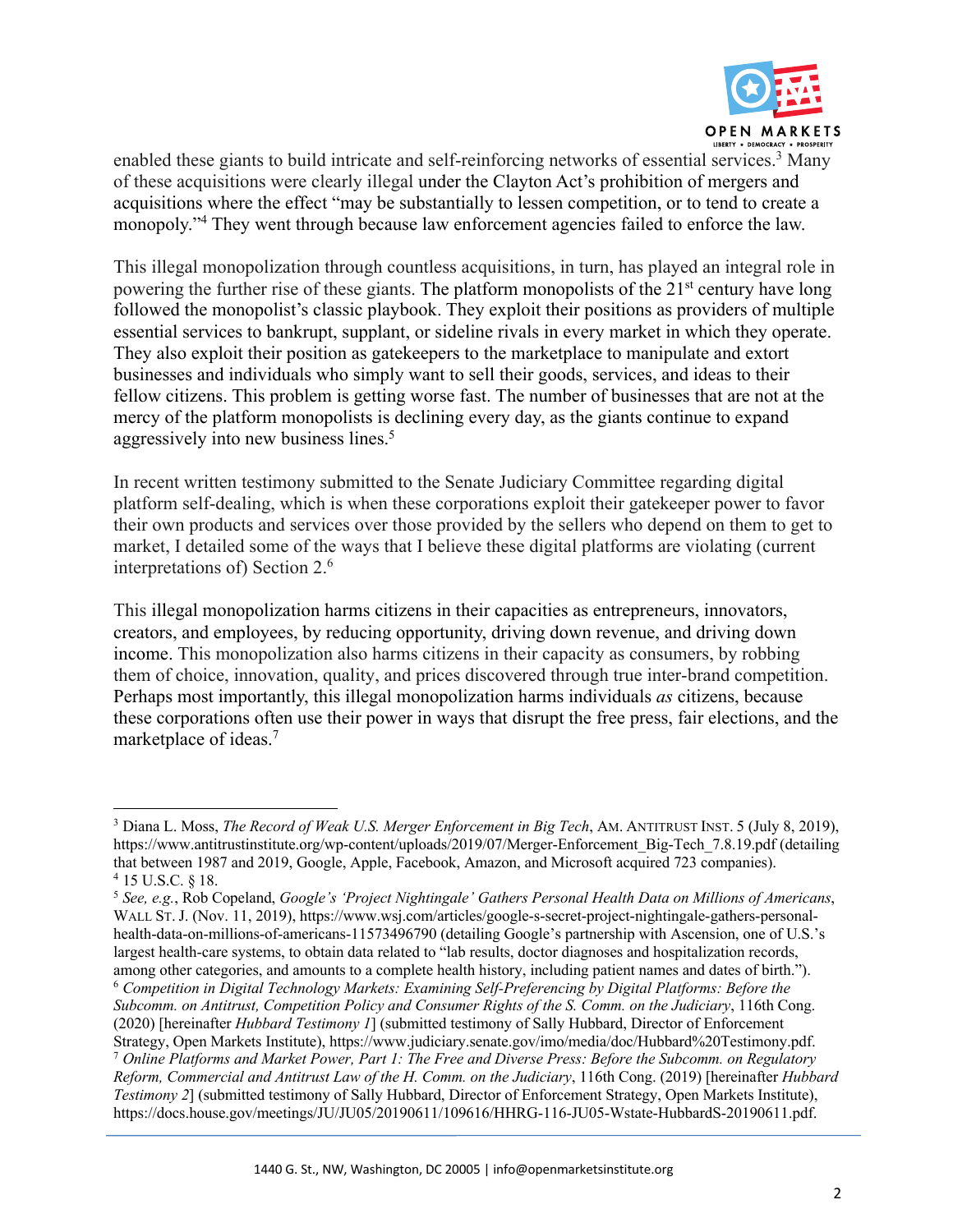enabled these giants to build intricate and self-reinforcing networks of essential services.[3] Many of these acquisitions were clearly illegal under the Clayton Act's prohibition of mergers and acquisitions where the effect "may be substantially to lessen competition, or to tend to create a monopoly."[4] They went through because law enforcement agencies failed to enforce the law.

This illegal monopolization through countless acquisitions, in turn, has played an integral role in powering the further rise of these giants. The platform monopolists of the 21st century have long followed the monopolist's classic playbook. They exploit their positions as providers of multiple essential services to bankrupt, supplant, or sideline rivals in every market in which they operate. They also exploit their position as gatekeepers to the marketplace to manipulate and extort businesses and individuals who simply want to sell their goods, services, and ideas to their fellow citizens. This problem is getting worse fast. The number of businesses that are not at the mercy of the platform monopolists is declining every day, as the giants continue to expand aggressively into new business lines.[5]

In recent written testimony submitted to the Senate Judiciary Committee regarding digital platform self-dealing, which is when these corporations exploit their gatekeeper power to favor their own products and services over those provided by the sellers who depend on them to get to market, I detailed some of the ways that I believe these digital platforms are violating (current interpretations of) Section 2.[6]

This illegal monopolization harms citizens in their capacities as entrepreneurs, innovators, creators, and employees, by reducing opportunity, driving down revenue, and driving down income. This monopolization also harms citizens in their capacity as consumers, by robbing them of choice, innovation, quality, and prices discovered through true inter-brand competition. Perhaps most importantly, this illegal monopolization harms individuals *as* citizens, because these corporations often use their power in ways that disrupt the free press, fair elections, and the marketplace of ideas.[7]

---

[3] Diana L. Moss, *The Record of Weak U.S. Merger Enforcement in Big Tech*, AM. ANTITRUST INST. 5 (July 8, 2019), https://www.antitrustinstitute.org/wp-content/uploads/2019/07/Merger-Enforcement_Big-Tech_7.8.19.pdf (detailing that between 1987 and 2019, Google, Apple, Facebook, Amazon, and Microsoft acquired 723 companies).

[4] 15 U.S.C. § 18.

[5] *See, e.g.*, Rob Copeland, *Google's 'Project Nightingale' Gathers Personal Health Data on Millions of Americans*, WALL ST. J. (Nov. 11, 2019), https://www.wsj.com/articles/google-s-secret-project-nightingale-gathers-personal-health-data-on-millions-of-americans-11573496790 (detailing Google's partnership with Ascension, one of U.S.'s largest health-care systems, to obtain data related to "lab results, doctor diagnoses and hospitalization records, among other categories, and amounts to a complete health history, including patient names and dates of birth.").

[6] *Competition in Digital Technology Markets: Examining Self-Preferencing by Digital Platforms: Before the Subcomm. on Antitrust, Competition Policy and Consumer Rights of the S. Comm. on the Judiciary*, 116th Cong. (2020) [hereinafter *Hubbard Testimony 1*] (submitted testimony of Sally Hubbard, Director of Enforcement Strategy, Open Markets Institute), https://www.judiciary.senate.gov/imo/media/doc/Hubbard%20Testimony.pdf.

[7] *Online Platforms and Market Power, Part 1: The Free and Diverse Press: Before the Subcomm. on Regulatory Reform, Commercial and Antitrust Law of the H. Comm. on the Judiciary*, 116th Cong. (2019) [hereinafter *Hubbard Testimony 2*] (submitted testimony of Sally Hubbard, Director of Enforcement Strategy, Open Markets Institute), https://docs.house.gov/meetings/JU/JU05/20190611/109616/HHRG-116-JU05-Wstate-HubbardS-20190611.pdf.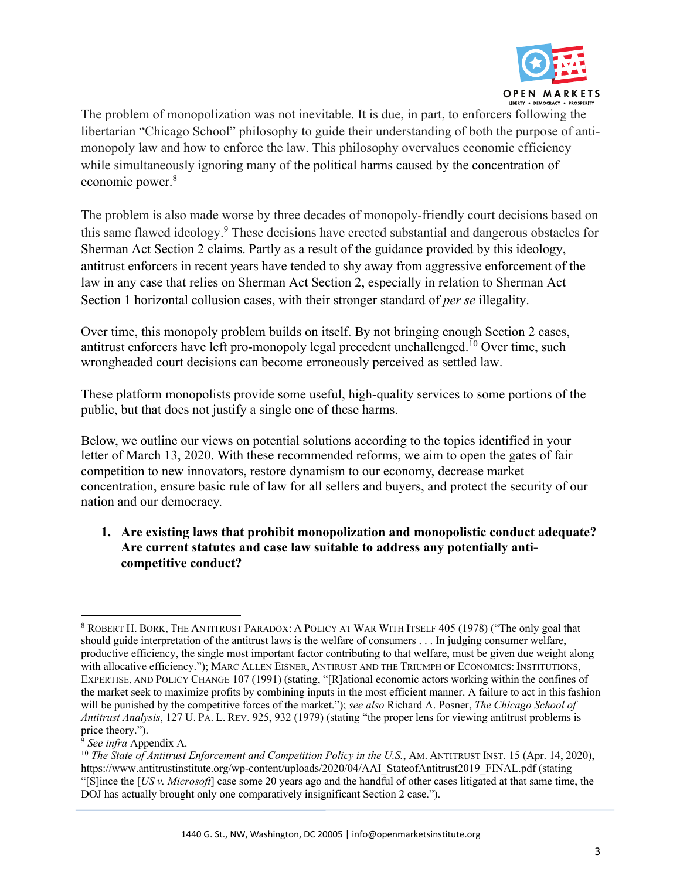The problem of monopolization was not inevitable. It is due, in part, to enforcers following the libertarian "Chicago School" philosophy to guide their understanding of both the purpose of anti-monopoly law and how to enforce the law. This philosophy overvalues economic efficiency while simultaneously ignoring many of the political harms caused by the concentration of economic power.[8]

The problem is also made worse by three decades of monopoly-friendly court decisions based on this same flawed ideology.[9] These decisions have erected substantial and dangerous obstacles for Sherman Act Section 2 claims. Partly as a result of the guidance provided by this ideology, antitrust enforcers in recent years have tended to shy away from aggressive enforcement of the law in any case that relies on Sherman Act Section 2, especially in relation to Sherman Act Section 1 horizontal collusion cases, with their stronger standard of *per se* illegality.

Over time, this monopoly problem builds on itself. By not bringing enough Section 2 cases, antitrust enforcers have left pro-monopoly legal precedent unchallenged.[10] Over time, such wrongheaded court decisions can become erroneously perceived as settled law.

These platform monopolists provide some useful, high-quality services to some portions of the public, but that does not justify a single one of these harms.

Below, we outline our views on potential solutions according to the topics identified in your letter of March 13, 2020. With these recommended reforms, we aim to open the gates of fair competition to new innovators, restore dynamism to our economy, decrease market concentration, ensure basic rule of law for all sellers and buyers, and protect the security of our nation and our democracy.

1. **Are existing laws that prohibit monopolization and monopolistic conduct adequate? Are current statutes and case law suitable to address any potentially anti-competitive conduct?**

---

[8] ROBERT H. BORK, THE ANTITRUST PARADOX: A POLICY AT WAR WITH ITSELF 405 (1978) ("The only goal that should guide interpretation of the antitrust laws is the welfare of consumers . . . In judging consumer welfare, productive efficiency, the single most important factor contributing to that welfare, must be given due weight along with allocative efficiency."); MARC ALLEN EISNER, ANTIRUST AND THE TRIUMPH OF ECONOMICS: INSTITUTIONS, EXPERTISE, AND POLICY CHANGE 107 (1991) (stating, "[R]ational economic actors working within the confines of the market seek to maximize profits by combining inputs in the most efficient manner. A failure to act in this fashion will be punished by the competitive forces of the market."); *see also* Richard A. Posner, *The Chicago School of Antitrust Analysis*, 127 U. PA. L. REV. 925, 932 (1979) (stating "the proper lens for viewing antitrust problems is price theory.").

[9] *See infra* Appendix A.

[10] *The State of Antitrust Enforcement and Competition Policy in the U.S.*, AM. ANTITRUST INST. 15 (Apr. 14, 2020), https://www.antitrustinstitute.org/wp-content/uploads/2020/04/AAI_StateofAntitrust2019_FINAL.pdf (stating "[S]ince the [*US v. Microsoft*] case some 20 years ago and the handful of other cases litigated at that same time, the DOJ has actually brought only one comparatively insignificant Section 2 case.").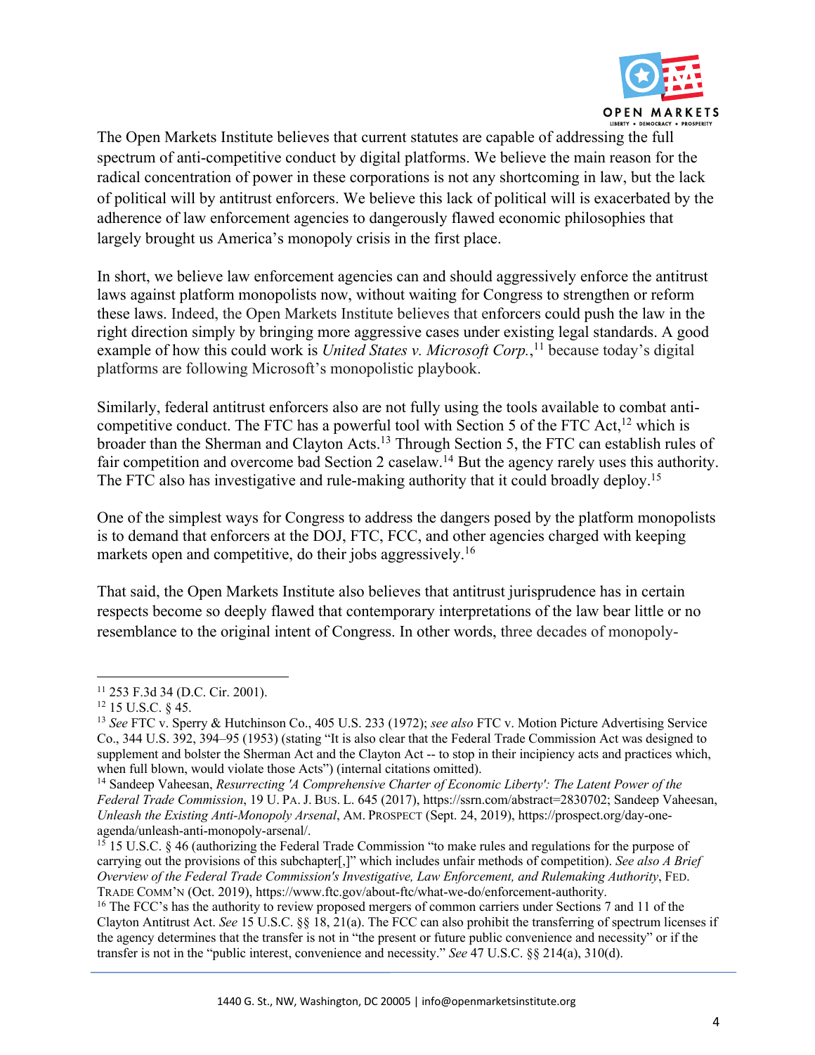The Open Markets Institute believes that current statutes are capable of addressing the full spectrum of anti-competitive conduct by digital platforms. We believe the main reason for the radical concentration of power in these corporations is not any shortcoming in law, but the lack of political will by antitrust enforcers. We believe this lack of political will is exacerbated by the adherence of law enforcement agencies to dangerously flawed economic philosophies that largely brought us America's monopoly crisis in the first place.

In short, we believe law enforcement agencies can and should aggressively enforce the antitrust laws against platform monopolists now, without waiting for Congress to strengthen or reform these laws. Indeed, the Open Markets Institute believes that enforcers could push the law in the right direction simply by bringing more aggressive cases under existing legal standards. A good example of how this could work is *United States v. Microsoft Corp.*,[11] because today's digital platforms are following Microsoft's monopolistic playbook.

Similarly, federal antitrust enforcers also are not fully using the tools available to combat anti-competitive conduct. The FTC has a powerful tool with Section 5 of the FTC Act,[12] which is broader than the Sherman and Clayton Acts.[13] Through Section 5, the FTC can establish rules of fair competition and overcome bad Section 2 caselaw.[14] But the agency rarely uses this authority. The FTC also has investigative and rule-making authority that it could broadly deploy.[15]

One of the simplest ways for Congress to address the dangers posed by the platform monopolists is to demand that enforcers at the DOJ, FTC, FCC, and other agencies charged with keeping markets open and competitive, do their jobs aggressively.[16]

That said, the Open Markets Institute also believes that antitrust jurisprudence has in certain respects become so deeply flawed that contemporary interpretations of the law bear little or no resemblance to the original intent of Congress. In other words, three decades of monopoly-

---

[11] 253 F.3d 34 (D.C. Cir. 2001).

[12] 15 U.S.C. § 45.

[13] *See* FTC v. Sperry & Hutchinson Co., 405 U.S. 233 (1972); *see also* FTC v. Motion Picture Advertising Service Co., 344 U.S. 392, 394–95 (1953) (stating "It is also clear that the Federal Trade Commission Act was designed to supplement and bolster the Sherman Act and the Clayton Act -- to stop in their incipiency acts and practices which, when full blown, would violate those Acts") (internal citations omitted).

[14] Sandeep Vaheesan, *Resurrecting 'A Comprehensive Charter of Economic Liberty': The Latent Power of the Federal Trade Commission*, 19 U. PA. J. BUS. L. 645 (2017), https://ssrn.com/abstract=2830702; Sandeep Vaheesan, *Unleash the Existing Anti-Monopoly Arsenal*, AM. PROSPECT (Sept. 24, 2019), https://prospect.org/day-one-agenda/unleash-anti-monopoly-arsenal/.

[15] 15 U.S.C. § 46 (authorizing the Federal Trade Commission "to make rules and regulations for the purpose of carrying out the provisions of this subchapter[,]" which includes unfair methods of competition). *See also A Brief Overview of the Federal Trade Commission's Investigative, Law Enforcement, and Rulemaking Authority*, FED. TRADE COMM'N (Oct. 2019), https://www.ftc.gov/about-ftc/what-we-do/enforcement-authority.

[16] The FCC's has the authority to review proposed mergers of common carriers under Sections 7 and 11 of the Clayton Antitrust Act. *See* 15 U.S.C. §§ 18, 21(a). The FCC can also prohibit the transferring of spectrum licenses if the agency determines that the transfer is not in "the present or future public convenience and necessity" or if the transfer is not in the "public interest, convenience and necessity." *See* 47 U.S.C. §§ 214(a), 310(d).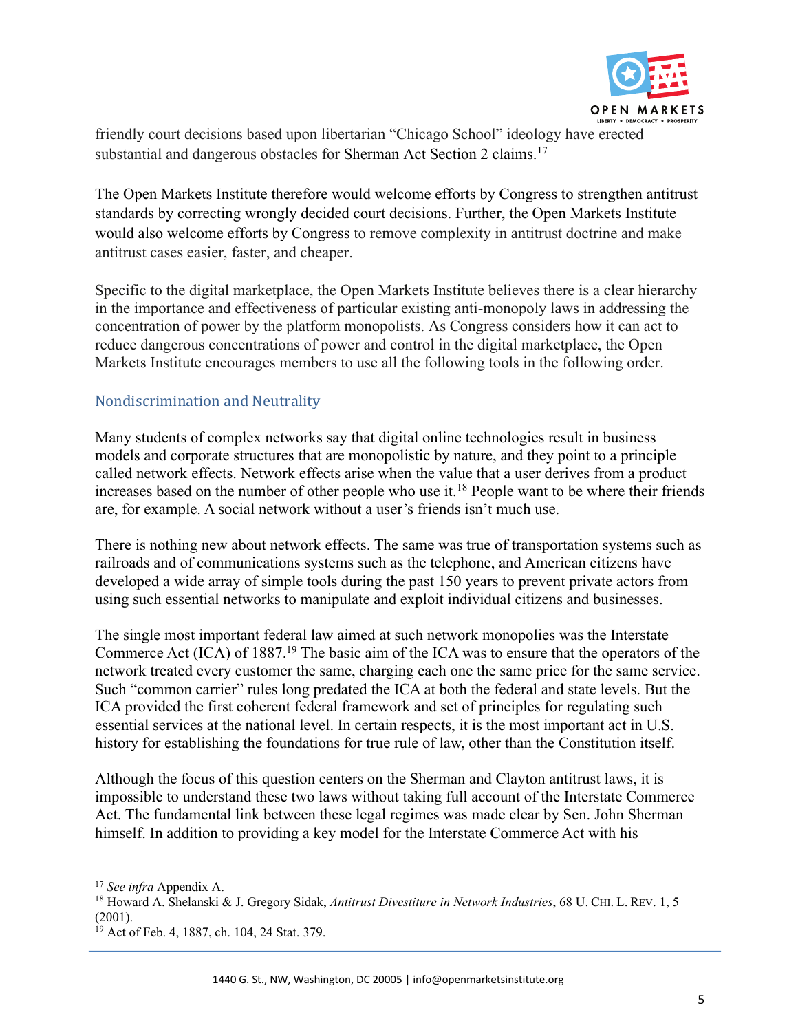friendly court decisions based upon libertarian "Chicago School" ideology have erected substantial and dangerous obstacles for Sherman Act Section 2 claims.[17]

The Open Markets Institute therefore would welcome efforts by Congress to strengthen antitrust standards by correcting wrongly decided court decisions. Further, the Open Markets Institute would also welcome efforts by Congress to remove complexity in antitrust doctrine and make antitrust cases easier, faster, and cheaper.

Specific to the digital marketplace, the Open Markets Institute believes there is a clear hierarchy in the importance and effectiveness of particular existing anti-monopoly laws in addressing the concentration of power by the platform monopolists. As Congress considers how it can act to reduce dangerous concentrations of power and control in the digital marketplace, the Open Markets Institute encourages members to use all the following tools in the following order.

## Nondiscrimination and Neutrality

Many students of complex networks say that digital online technologies result in business models and corporate structures that are monopolistic by nature, and they point to a principle called network effects. Network effects arise when the value that a user derives from a product increases based on the number of other people who use it.[18] People want to be where their friends are, for example. A social network without a user's friends isn't much use.

There is nothing new about network effects. The same was true of transportation systems such as railroads and of communications systems such as the telephone, and American citizens have developed a wide array of simple tools during the past 150 years to prevent private actors from using such essential networks to manipulate and exploit individual citizens and businesses.

The single most important federal law aimed at such network monopolies was the Interstate Commerce Act (ICA) of 1887.[19] The basic aim of the ICA was to ensure that the operators of the network treated every customer the same, charging each one the same price for the same service. Such "common carrier" rules long predated the ICA at both the federal and state levels. But the ICA provided the first coherent federal framework and set of principles for regulating such essential services at the national level. In certain respects, it is the most important act in U.S. history for establishing the foundations for true rule of law, other than the Constitution itself.

Although the focus of this question centers on the Sherman and Clayton antitrust laws, it is impossible to understand these two laws without taking full account of the Interstate Commerce Act. The fundamental link between these legal regimes was made clear by Sen. John Sherman himself. In addition to providing a key model for the Interstate Commerce Act with his

---

[17] *See infra* Appendix A.

[18] Howard A. Shelanski & J. Gregory Sidak, *Antitrust Divestiture in Network Industries*, 68 U. CHI. L. REV. 1, 5 (2001).

[19] Act of Feb. 4, 1887, ch. 104, 24 Stat. 379.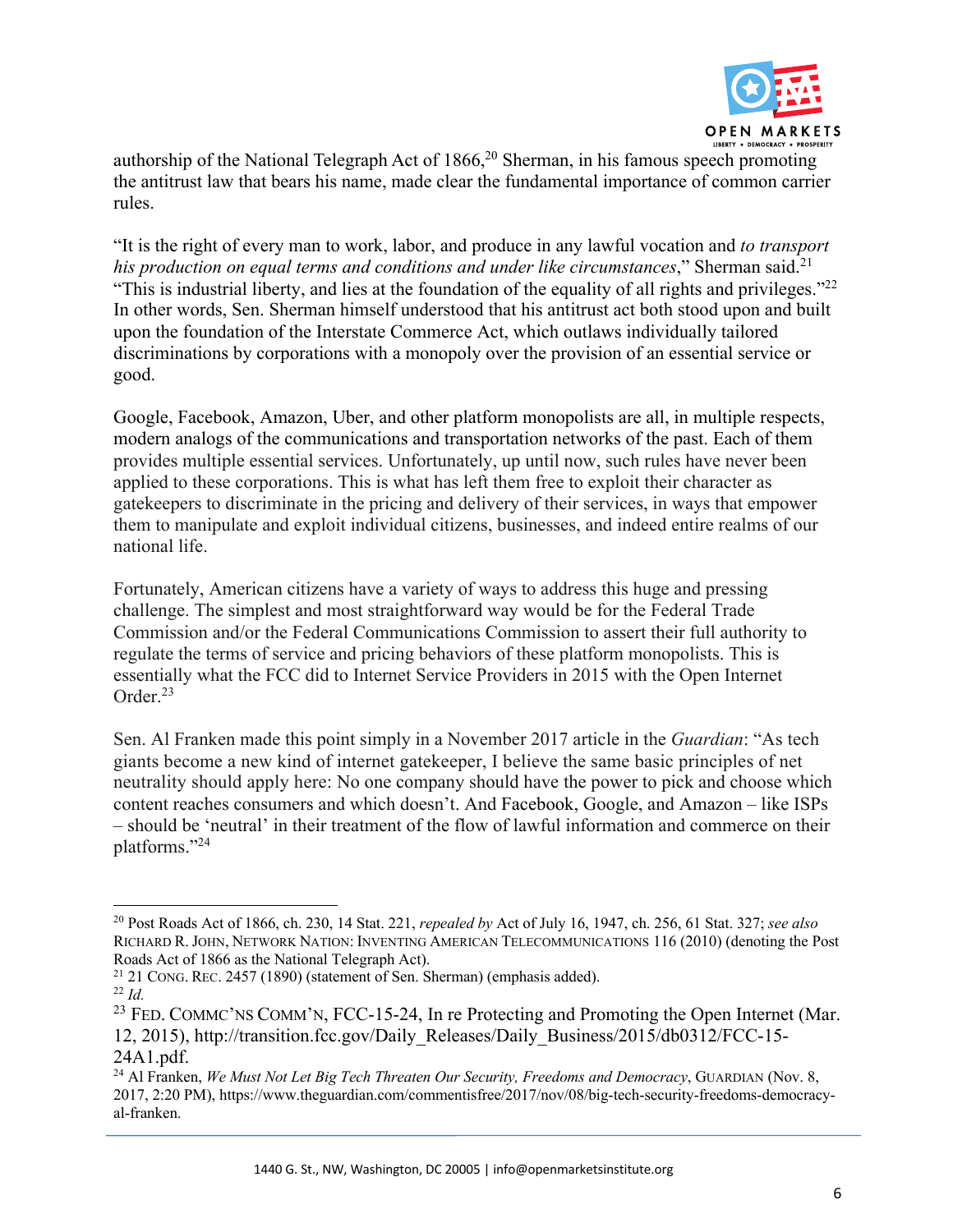authorship of the National Telegraph Act of 1866,[20] Sherman, in his famous speech promoting the antitrust law that bears his name, made clear the fundamental importance of common carrier rules.

"It is the right of every man to work, labor, and produce in any lawful vocation and *to transport his production on equal terms and conditions and under like circumstances*," Sherman said.[21] "This is industrial liberty, and lies at the foundation of the equality of all rights and privileges."[22] In other words, Sen. Sherman himself understood that his antitrust act both stood upon and built upon the foundation of the Interstate Commerce Act, which outlaws individually tailored discriminations by corporations with a monopoly over the provision of an essential service or good.

Google, Facebook, Amazon, Uber, and other platform monopolists are all, in multiple respects, modern analogs of the communications and transportation networks of the past. Each of them provides multiple essential services. Unfortunately, up until now, such rules have never been applied to these corporations. This is what has left them free to exploit their character as gatekeepers to discriminate in the pricing and delivery of their services, in ways that empower them to manipulate and exploit individual citizens, businesses, and indeed entire realms of our national life.

Fortunately, American citizens have a variety of ways to address this huge and pressing challenge. The simplest and most straightforward way would be for the Federal Trade Commission and/or the Federal Communications Commission to assert their full authority to regulate the terms of service and pricing behaviors of these platform monopolists. This is essentially what the FCC did to Internet Service Providers in 2015 with the Open Internet Order.[23]

Sen. Al Franken made this point simply in a November 2017 article in the *Guardian*: "As tech giants become a new kind of internet gatekeeper, I believe the same basic principles of net neutrality should apply here: No one company should have the power to pick and choose which content reaches consumers and which doesn't. And Facebook, Google, and Amazon – like ISPs – should be 'neutral' in their treatment of the flow of lawful information and commerce on their platforms."[24]

---

[20] Post Roads Act of 1866, ch. 230, 14 Stat. 221, *repealed by* Act of July 16, 1947, ch. 256, 61 Stat. 327; *see also* RICHARD R. JOHN, NETWORK NATION: INVENTING AMERICAN TELECOMMUNICATIONS 116 (2010) (denoting the Post Roads Act of 1866 as the National Telegraph Act).

[21] 21 CONG. REC. 2457 (1890) (statement of Sen. Sherman) (emphasis added).

[22] *Id.*

[23] FED. COMMC'NS COMM'N, FCC-15-24, In re Protecting and Promoting the Open Internet (Mar. 12, 2015), http://transition.fcc.gov/Daily_Releases/Daily_Business/2015/db0312/FCC-15-24A1.pdf.

[24] Al Franken, *We Must Not Let Big Tech Threaten Our Security, Freedoms and Democracy*, GUARDIAN (Nov. 8, 2017, 2:20 PM), https://www.theguardian.com/commentisfree/2017/nov/08/big-tech-security-freedoms-democracy-al-franken.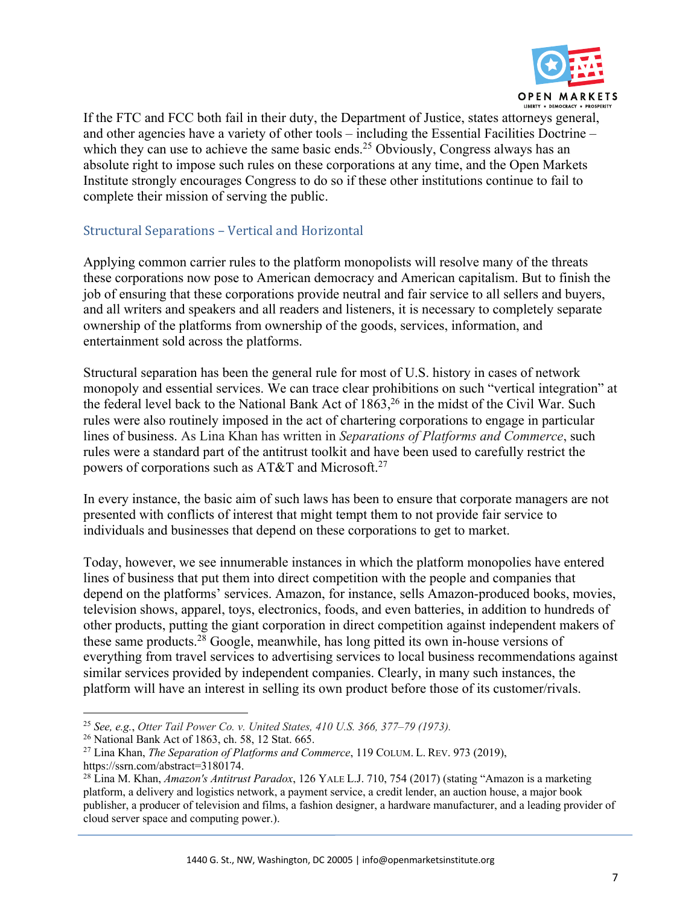If the FTC and FCC both fail in their duty, the Department of Justice, states attorneys general, and other agencies have a variety of other tools – including the Essential Facilities Doctrine – which they can use to achieve the same basic ends.[25] Obviously, Congress always has an absolute right to impose such rules on these corporations at any time, and the Open Markets Institute strongly encourages Congress to do so if these other institutions continue to fail to complete their mission of serving the public.

## Structural Separations – Vertical and Horizontal

Applying common carrier rules to the platform monopolists will resolve many of the threats these corporations now pose to American democracy and American capitalism. But to finish the job of ensuring that these corporations provide neutral and fair service to all sellers and buyers, and all writers and speakers and all readers and listeners, it is necessary to completely separate ownership of the platforms from ownership of the goods, services, information, and entertainment sold across the platforms.

Structural separation has been the general rule for most of U.S. history in cases of network monopoly and essential services. We can trace clear prohibitions on such "vertical integration" at the federal level back to the National Bank Act of 1863,[26] in the midst of the Civil War. Such rules were also routinely imposed in the act of chartering corporations to engage in particular lines of business. As Lina Khan has written in *Separations of Platforms and Commerce*, such rules were a standard part of the antitrust toolkit and have been used to carefully restrict the powers of corporations such as AT&T and Microsoft.[27]

In every instance, the basic aim of such laws has been to ensure that corporate managers are not presented with conflicts of interest that might tempt them to not provide fair service to individuals and businesses that depend on these corporations to get to market.

Today, however, we see innumerable instances in which the platform monopolies have entered lines of business that put them into direct competition with the people and companies that depend on the platforms' services. Amazon, for instance, sells Amazon-produced books, movies, television shows, apparel, toys, electronics, foods, and even batteries, in addition to hundreds of other products, putting the giant corporation in direct competition against independent makers of these same products.[28] Google, meanwhile, has long pitted its own in-house versions of everything from travel services to advertising services to local business recommendations against similar services provided by independent companies. Clearly, in many such instances, the platform will have an interest in selling its own product before those of its customer/rivals.

---

[25] *See, e.g., Otter Tail Power Co. v. United States, 410 U.S. 366, 377–79 (1973).*

[26] National Bank Act of 1863, ch. 58, 12 Stat. 665.

[27] Lina Khan, *The Separation of Platforms and Commerce*, 119 COLUM. L. REV. 973 (2019), https://ssrn.com/abstract=3180174.

[28] Lina M. Khan, *Amazon's Antitrust Paradox*, 126 YALE L.J. 710, 754 (2017) (stating "Amazon is a marketing platform, a delivery and logistics network, a payment service, a credit lender, an auction house, a major book publisher, a producer of television and films, a fashion designer, a hardware manufacturer, and a leading provider of cloud server space and computing power.).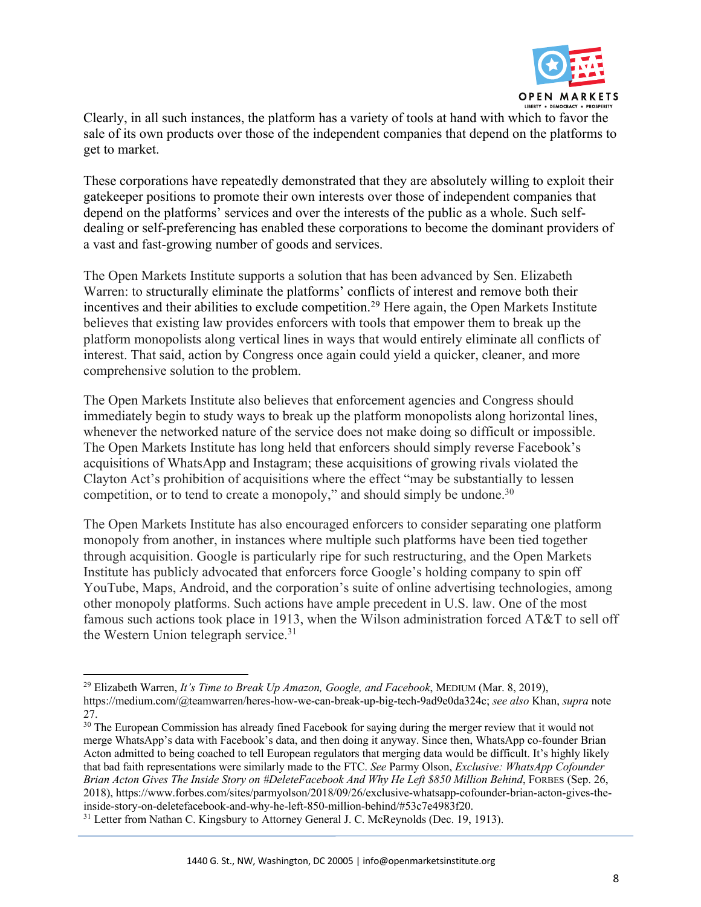Clearly, in all such instances, the platform has a variety of tools at hand with which to favor the sale of its own products over those of the independent companies that depend on the platforms to get to market.

These corporations have repeatedly demonstrated that they are absolutely willing to exploit their gatekeeper positions to promote their own interests over those of independent companies that depend on the platforms' services and over the interests of the public as a whole. Such self-dealing or self-preferencing has enabled these corporations to become the dominant providers of a vast and fast-growing number of goods and services.

The Open Markets Institute supports a solution that has been advanced by Sen. Elizabeth Warren: to structurally eliminate the platforms' conflicts of interest and remove both their incentives and their abilities to exclude competition.[29] Here again, the Open Markets Institute believes that existing law provides enforcers with tools that empower them to break up the platform monopolists along vertical lines in ways that would entirely eliminate all conflicts of interest. That said, action by Congress once again could yield a quicker, cleaner, and more comprehensive solution to the problem.

The Open Markets Institute also believes that enforcement agencies and Congress should immediately begin to study ways to break up the platform monopolists along horizontal lines, whenever the networked nature of the service does not make doing so difficult or impossible. The Open Markets Institute has long held that enforcers should simply reverse Facebook's acquisitions of WhatsApp and Instagram; these acquisitions of growing rivals violated the Clayton Act's prohibition of acquisitions where the effect "may be substantially to lessen competition, or to tend to create a monopoly," and should simply be undone.[30]

The Open Markets Institute has also encouraged enforcers to consider separating one platform monopoly from another, in instances where multiple such platforms have been tied together through acquisition. Google is particularly ripe for such restructuring, and the Open Markets Institute has publicly advocated that enforcers force Google's holding company to spin off YouTube, Maps, Android, and the corporation's suite of online advertising technologies, among other monopoly platforms. Such actions have ample precedent in U.S. law. One of the most famous such actions took place in 1913, when the Wilson administration forced AT&T to sell off the Western Union telegraph service.[31]

---

[29] Elizabeth Warren, *It's Time to Break Up Amazon, Google, and Facebook*, MEDIUM (Mar. 8, 2019), https://medium.com/@teamwarren/heres-how-we-can-break-up-big-tech-9ad9e0da324c; *see also* Khan, *supra* note 27.

[30] The European Commission has already fined Facebook for saying during the merger review that it would not merge WhatsApp's data with Facebook's data, and then doing it anyway. Since then, WhatsApp co-founder Brian Acton admitted to being coached to tell European regulators that merging data would be difficult. It's highly likely that bad faith representations were similarly made to the FTC. *See* Parmy Olson, *Exclusive: WhatsApp Cofounder Brian Acton Gives The Inside Story on #DeleteFacebook And Why He Left $850 Million Behind*, FORBES (Sep. 26, 2018), https://www.forbes.com/sites/parmyolson/2018/09/26/exclusive-whatsapp-cofounder-brian-acton-gives-the-inside-story-on-deletefacebook-and-why-he-left-850-million-behind/#53c7e4983f20.

[31] Letter from Nathan C. Kingsbury to Attorney General J. C. McReynolds (Dec. 19, 1913).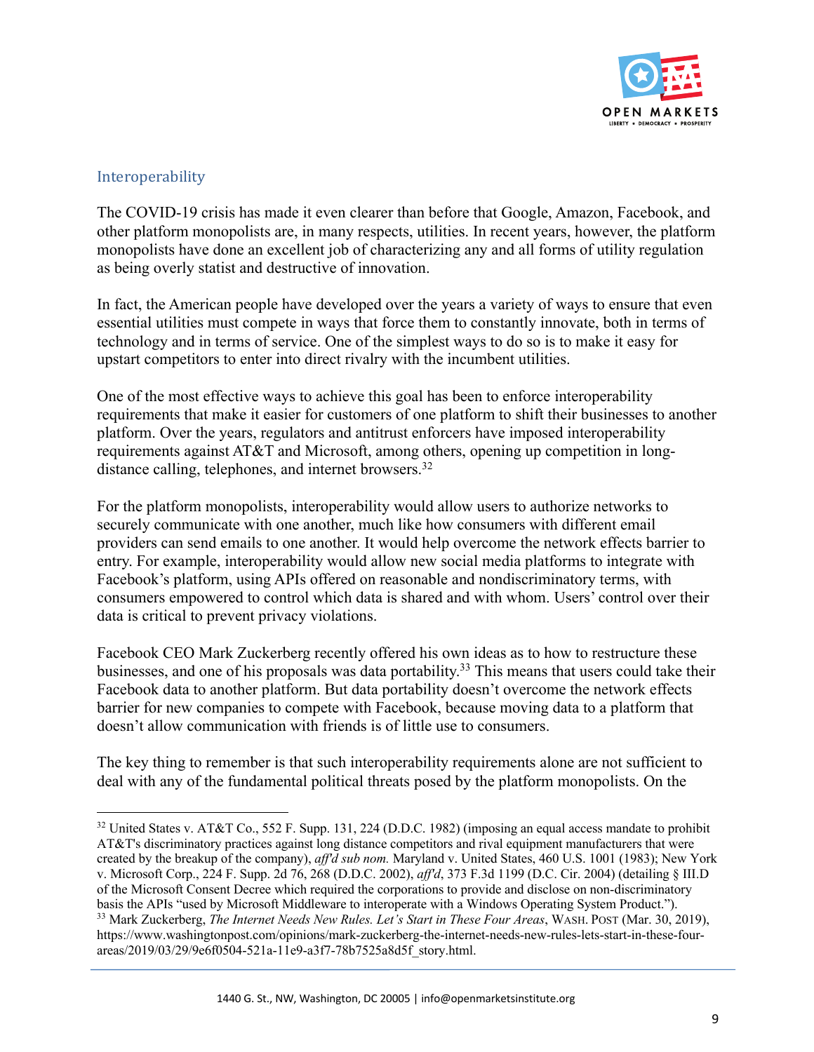## Interoperability

The COVID-19 crisis has made it even clearer than before that Google, Amazon, Facebook, and other platform monopolists are, in many respects, utilities. In recent years, however, the platform monopolists have done an excellent job of characterizing any and all forms of utility regulation as being overly statist and destructive of innovation.

In fact, the American people have developed over the years a variety of ways to ensure that even essential utilities must compete in ways that force them to constantly innovate, both in terms of technology and in terms of service. One of the simplest ways to do so is to make it easy for upstart competitors to enter into direct rivalry with the incumbent utilities.

One of the most effective ways to achieve this goal has been to enforce interoperability requirements that make it easier for customers of one platform to shift their businesses to another platform. Over the years, regulators and antitrust enforcers have imposed interoperability requirements against AT&T and Microsoft, among others, opening up competition in long-distance calling, telephones, and internet browsers.[32]

For the platform monopolists, interoperability would allow users to authorize networks to securely communicate with one another, much like how consumers with different email providers can send emails to one another. It would help overcome the network effects barrier to entry. For example, interoperability would allow new social media platforms to integrate with Facebook's platform, using APIs offered on reasonable and nondiscriminatory terms, with consumers empowered to control which data is shared and with whom. Users' control over their data is critical to prevent privacy violations.

Facebook CEO Mark Zuckerberg recently offered his own ideas as to how to restructure these businesses, and one of his proposals was data portability.[33] This means that users could take their Facebook data to another platform. But data portability doesn't overcome the network effects barrier for new companies to compete with Facebook, because moving data to a platform that doesn't allow communication with friends is of little use to consumers.

The key thing to remember is that such interoperability requirements alone are not sufficient to deal with any of the fundamental political threats posed by the platform monopolists. On the

---

[32] United States v. AT&T Co., 552 F. Supp. 131, 224 (D.D.C. 1982) (imposing an equal access mandate to prohibit AT&T's discriminatory practices against long distance competitors and rival equipment manufacturers that were created by the breakup of the company), *aff'd sub nom.* Maryland v. United States, 460 U.S. 1001 (1983); New York v. Microsoft Corp., 224 F. Supp. 2d 76, 268 (D.D.C. 2002), *aff'd*, 373 F.3d 1199 (D.C. Cir. 2004) (detailing § III.D of the Microsoft Consent Decree which required the corporations to provide and disclose on non-discriminatory basis the APIs "used by Microsoft Middleware to interoperate with a Windows Operating System Product.").

[33] Mark Zuckerberg, *The Internet Needs New Rules. Let's Start in These Four Areas*, WASH. POST (Mar. 30, 2019), https://www.washingtonpost.com/opinions/mark-zuckerberg-the-internet-needs-new-rules-lets-start-in-these-four-areas/2019/03/29/9e6f0504-521a-11e9-a3f7-78b7525a8d5f_story.html.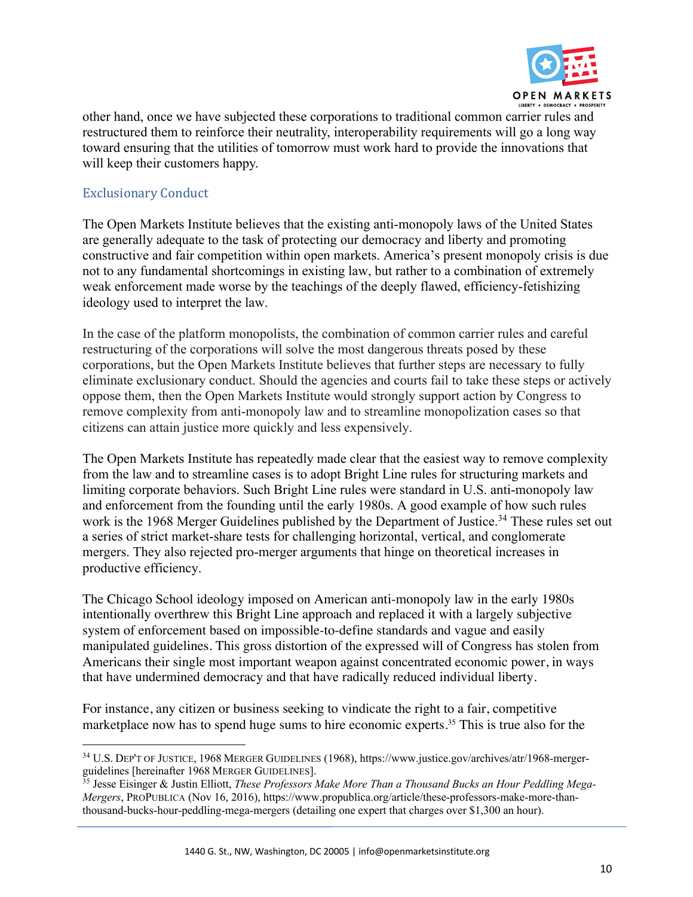other hand, once we have subjected these corporations to traditional common carrier rules and restructured them to reinforce their neutrality, interoperability requirements will go a long way toward ensuring that the utilities of tomorrow must work hard to provide the innovations that will keep their customers happy.

### Exclusionary Conduct

The Open Markets Institute believes that the existing anti-monopoly laws of the United States are generally adequate to the task of protecting our democracy and liberty and promoting constructive and fair competition within open markets. America's present monopoly crisis is due not to any fundamental shortcomings in existing law, but rather to a combination of extremely weak enforcement made worse by the teachings of the deeply flawed, efficiency-fetishizing ideology used to interpret the law.

In the case of the platform monopolists, the combination of common carrier rules and careful restructuring of the corporations will solve the most dangerous threats posed by these corporations, but the Open Markets Institute believes that further steps are necessary to fully eliminate exclusionary conduct. Should the agencies and courts fail to take these steps or actively oppose them, then the Open Markets Institute would strongly support action by Congress to remove complexity from anti-monopoly law and to streamline monopolization cases so that citizens can attain justice more quickly and less expensively.

The Open Markets Institute has repeatedly made clear that the easiest way to remove complexity from the law and to streamline cases is to adopt Bright Line rules for structuring markets and limiting corporate behaviors. Such Bright Line rules were standard in U.S. anti-monopoly law and enforcement from the founding until the early 1980s. A good example of how such rules work is the 1968 Merger Guidelines published by the Department of Justice.[34] These rules set out a series of strict market-share tests for challenging horizontal, vertical, and conglomerate mergers. They also rejected pro-merger arguments that hinge on theoretical increases in productive efficiency.

The Chicago School ideology imposed on American anti-monopoly law in the early 1980s intentionally overthrew this Bright Line approach and replaced it with a largely subjective system of enforcement based on impossible-to-define standards and vague and easily manipulated guidelines. This gross distortion of the expressed will of Congress has stolen from Americans their single most important weapon against concentrated economic power, in ways that have undermined democracy and that have radically reduced individual liberty.

For instance, any citizen or business seeking to vindicate the right to a fair, competitive marketplace now has to spend huge sums to hire economic experts.[35] This is true also for the

---

[34] U.S. DEP'T OF JUSTICE, 1968 MERGER GUIDELINES (1968), https://www.justice.gov/archives/atr/1968-merger-guidelines [hereinafter 1968 MERGER GUIDELINES].

[35] Jesse Eisinger & Justin Elliott, *These Professors Make More Than a Thousand Bucks an Hour Peddling Mega-Mergers*, PROPUBLICA (Nov 16, 2016), https://www.propublica.org/article/these-professors-make-more-than-thousand-bucks-hour-peddling-mega-mergers (detailing one expert that charges over $1,300 an hour).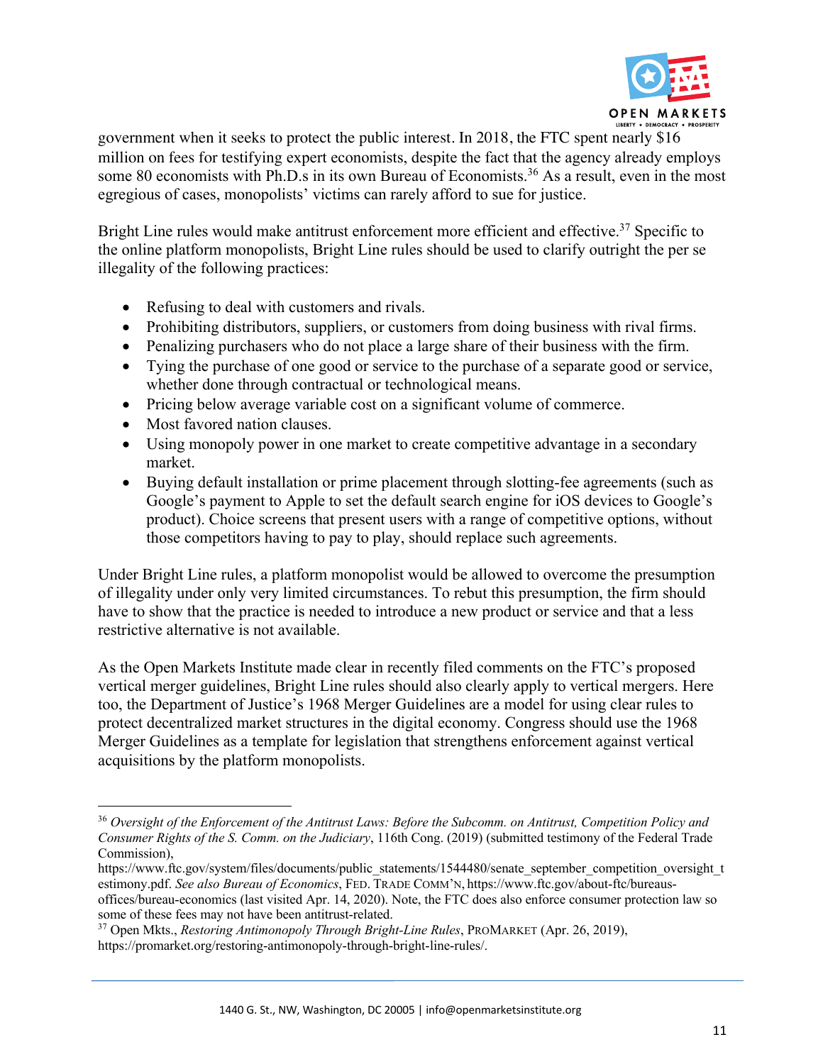government when it seeks to protect the public interest. In 2018, the FTC spent nearly $16 million on fees for testifying expert economists, despite the fact that the agency already employs some 80 economists with Ph.D.s in its own Bureau of Economists.[36] As a result, even in the most egregious of cases, monopolists' victims can rarely afford to sue for justice.

Bright Line rules would make antitrust enforcement more efficient and effective.[37] Specific to the online platform monopolists, Bright Line rules should be used to clarify outright the per se illegality of the following practices:

- Refusing to deal with customers and rivals.
- Prohibiting distributors, suppliers, or customers from doing business with rival firms.
- Penalizing purchasers who do not place a large share of their business with the firm.
- Tying the purchase of one good or service to the purchase of a separate good or service, whether done through contractual or technological means.
- Pricing below average variable cost on a significant volume of commerce.
- Most favored nation clauses.
- Using monopoly power in one market to create competitive advantage in a secondary market.
- Buying default installation or prime placement through slotting-fee agreements (such as Google's payment to Apple to set the default search engine for iOS devices to Google's product). Choice screens that present users with a range of competitive options, without those competitors having to pay to play, should replace such agreements.

Under Bright Line rules, a platform monopolist would be allowed to overcome the presumption of illegality under only very limited circumstances. To rebut this presumption, the firm should have to show that the practice is needed to introduce a new product or service and that a less restrictive alternative is not available.

As the Open Markets Institute made clear in recently filed comments on the FTC's proposed vertical merger guidelines, Bright Line rules should also clearly apply to vertical mergers. Here too, the Department of Justice's 1968 Merger Guidelines are a model for using clear rules to protect decentralized market structures in the digital economy. Congress should use the 1968 Merger Guidelines as a template for legislation that strengthens enforcement against vertical acquisitions by the platform monopolists.

---

[36] *Oversight of the Enforcement of the Antitrust Laws: Before the Subcomm. on Antitrust, Competition Policy and Consumer Rights of the S. Comm. on the Judiciary*, 116th Cong. (2019) (submitted testimony of the Federal Trade Commission), https://www.ftc.gov/system/files/documents/public_statements/1544480/senate_september_competition_oversight_testimony.pdf. *See also Bureau of Economics*, FED. TRADE COMM'N, https://www.ftc.gov/about-ftc/bureaus-offices/bureau-economics (last visited Apr. 14, 2020). Note, the FTC does also enforce consumer protection law so some of these fees may not have been antitrust-related.

[37] Open Mkts., *Restoring Antimonopoly Through Bright-Line Rules*, PROMARKET (Apr. 26, 2019), https://promarket.org/restoring-antimonopoly-through-bright-line-rules/.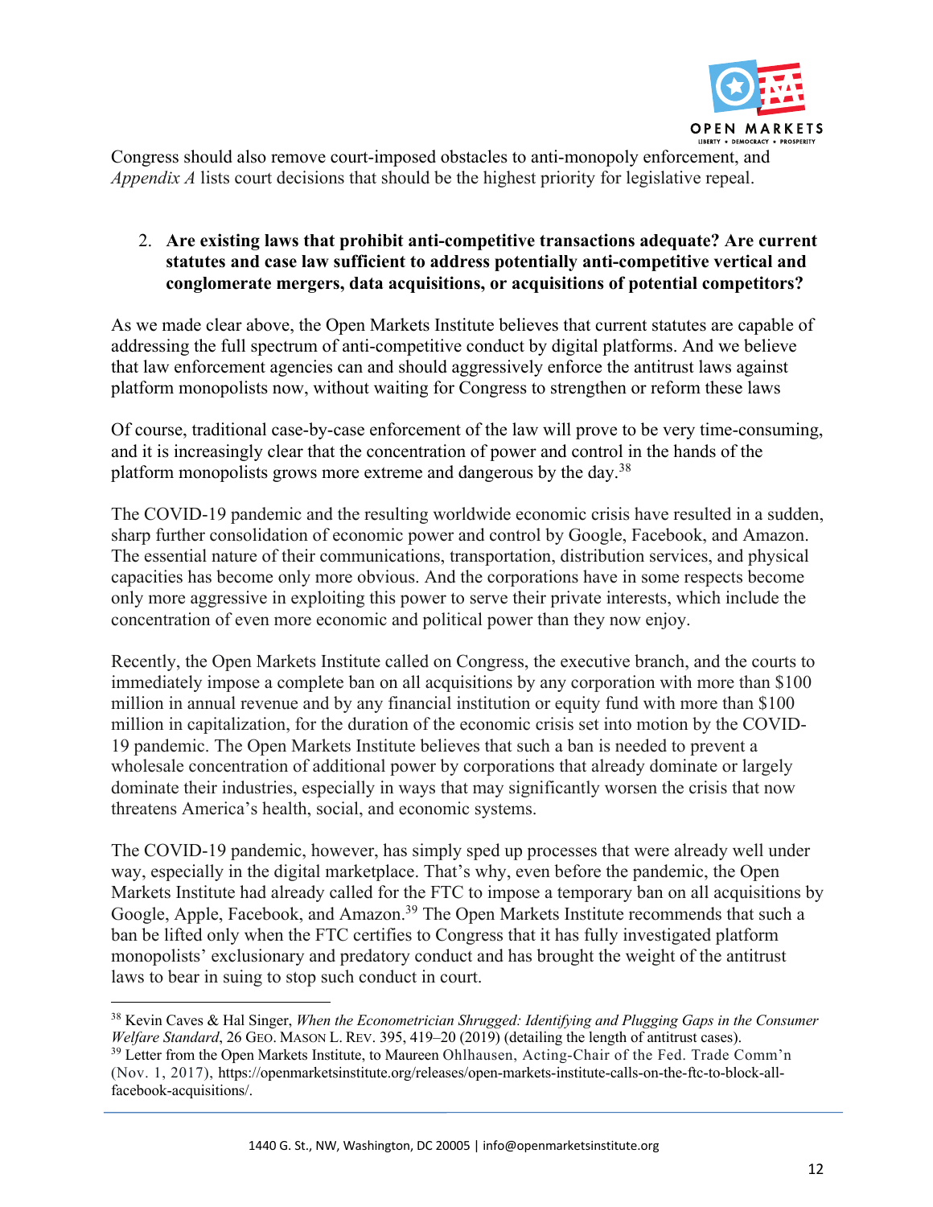Congress should also remove court-imposed obstacles to anti-monopoly enforcement, and *Appendix A* lists court decisions that should be the highest priority for legislative repeal.

2. **Are existing laws that prohibit anti-competitive transactions adequate? Are current statutes and case law sufficient to address potentially anti-competitive vertical and conglomerate mergers, data acquisitions, or acquisitions of potential competitors?**

As we made clear above, the Open Markets Institute believes that current statutes are capable of addressing the full spectrum of anti-competitive conduct by digital platforms. And we believe that law enforcement agencies can and should aggressively enforce the antitrust laws against platform monopolists now, without waiting for Congress to strengthen or reform these laws

Of course, traditional case-by-case enforcement of the law will prove to be very time-consuming, and it is increasingly clear that the concentration of power and control in the hands of the platform monopolists grows more extreme and dangerous by the day.[38]

The COVID-19 pandemic and the resulting worldwide economic crisis have resulted in a sudden, sharp further consolidation of economic power and control by Google, Facebook, and Amazon. The essential nature of their communications, transportation, distribution services, and physical capacities has become only more obvious. And the corporations have in some respects become only more aggressive in exploiting this power to serve their private interests, which include the concentration of even more economic and political power than they now enjoy.

Recently, the Open Markets Institute called on Congress, the executive branch, and the courts to immediately impose a complete ban on all acquisitions by any corporation with more than $100 million in annual revenue and by any financial institution or equity fund with more than $100 million in capitalization, for the duration of the economic crisis set into motion by the COVID-19 pandemic. The Open Markets Institute believes that such a ban is needed to prevent a wholesale concentration of additional power by corporations that already dominate or largely dominate their industries, especially in ways that may significantly worsen the crisis that now threatens America's health, social, and economic systems.

The COVID-19 pandemic, however, has simply sped up processes that were already well under way, especially in the digital marketplace. That's why, even before the pandemic, the Open Markets Institute had already called for the FTC to impose a temporary ban on all acquisitions by Google, Apple, Facebook, and Amazon.[39] The Open Markets Institute recommends that such a ban be lifted only when the FTC certifies to Congress that it has fully investigated platform monopolists' exclusionary and predatory conduct and has brought the weight of the antitrust laws to bear in suing to stop such conduct in court.

---

[38] Kevin Caves & Hal Singer, *When the Econometrician Shrugged: Identifying and Plugging Gaps in the Consumer Welfare Standard*, 26 GEO. MASON L. REV. 395, 419–20 (2019) (detailing the length of antitrust cases).

[39] Letter from the Open Markets Institute, to Maureen Ohlhausen, Acting-Chair of the Fed. Trade Comm'n (Nov. 1, 2017), https://openmarketsinstitute.org/releases/open-markets-institute-calls-on-the-ftc-to-block-all-facebook-acquisitions/.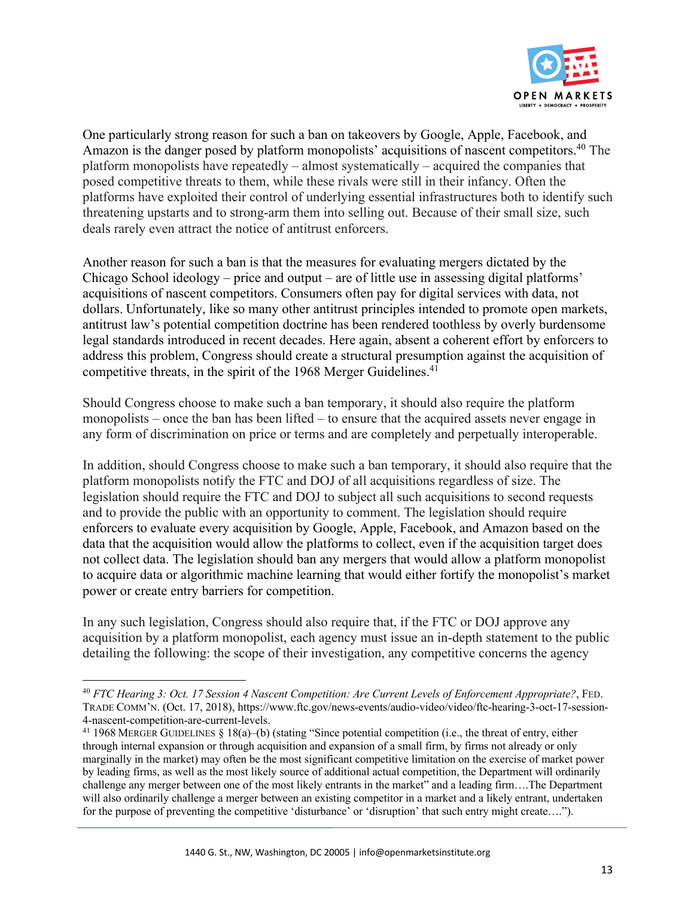One particularly strong reason for such a ban on takeovers by Google, Apple, Facebook, and Amazon is the danger posed by platform monopolists' acquisitions of nascent competitors.[40] The platform monopolists have repeatedly – almost systematically – acquired the companies that posed competitive threats to them, while these rivals were still in their infancy. Often the platforms have exploited their control of underlying essential infrastructures both to identify such threatening upstarts and to strong-arm them into selling out. Because of their small size, such deals rarely even attract the notice of antitrust enforcers.

Another reason for such a ban is that the measures for evaluating mergers dictated by the Chicago School ideology – price and output – are of little use in assessing digital platforms' acquisitions of nascent competitors. Consumers often pay for digital services with data, not dollars. Unfortunately, like so many other antitrust principles intended to promote open markets, antitrust law's potential competition doctrine has been rendered toothless by overly burdensome legal standards introduced in recent decades. Here again, absent a coherent effort by enforcers to address this problem, Congress should create a structural presumption against the acquisition of competitive threats, in the spirit of the 1968 Merger Guidelines.[41]

Should Congress choose to make such a ban temporary, it should also require the platform monopolists – once the ban has been lifted – to ensure that the acquired assets never engage in any form of discrimination on price or terms and are completely and perpetually interoperable.

In addition, should Congress choose to make such a ban temporary, it should also require that the platform monopolists notify the FTC and DOJ of all acquisitions regardless of size. The legislation should require the FTC and DOJ to subject all such acquisitions to second requests and to provide the public with an opportunity to comment. The legislation should require enforcers to evaluate every acquisition by Google, Apple, Facebook, and Amazon based on the data that the acquisition would allow the platforms to collect, even if the acquisition target does not collect data. The legislation should ban any mergers that would allow a platform monopolist to acquire data or algorithmic machine learning that would either fortify the monopolist's market power or create entry barriers for competition.

In any such legislation, Congress should also require that, if the FTC or DOJ approve any acquisition by a platform monopolist, each agency must issue an in-depth statement to the public detailing the following: the scope of their investigation, any competitive concerns the agency

---

[40] *FTC Hearing 3: Oct. 17 Session 4 Nascent Competition: Are Current Levels of Enforcement Appropriate?*, FED. TRADE COMM'N. (Oct. 17, 2018), https://www.ftc.gov/news-events/audio-video/video/ftc-hearing-3-oct-17-session-4-nascent-competition-are-current-levels.

[41] 1968 MERGER GUIDELINES § 18(a)–(b) (stating "Since potential competition (i.e., the threat of entry, either through internal expansion or through acquisition and expansion of a small firm, by firms not already or only marginally in the market) may often be the most significant competitive limitation on the exercise of market power by leading firms, as well as the most likely source of additional actual competition, the Department will ordinarily challenge any merger between one of the most likely entrants in the market" and a leading firm….The Department will also ordinarily challenge a merger between an existing competitor in a market and a likely entrant, undertaken for the purpose of preventing the competitive 'disturbance' or 'disruption' that such entry might create….").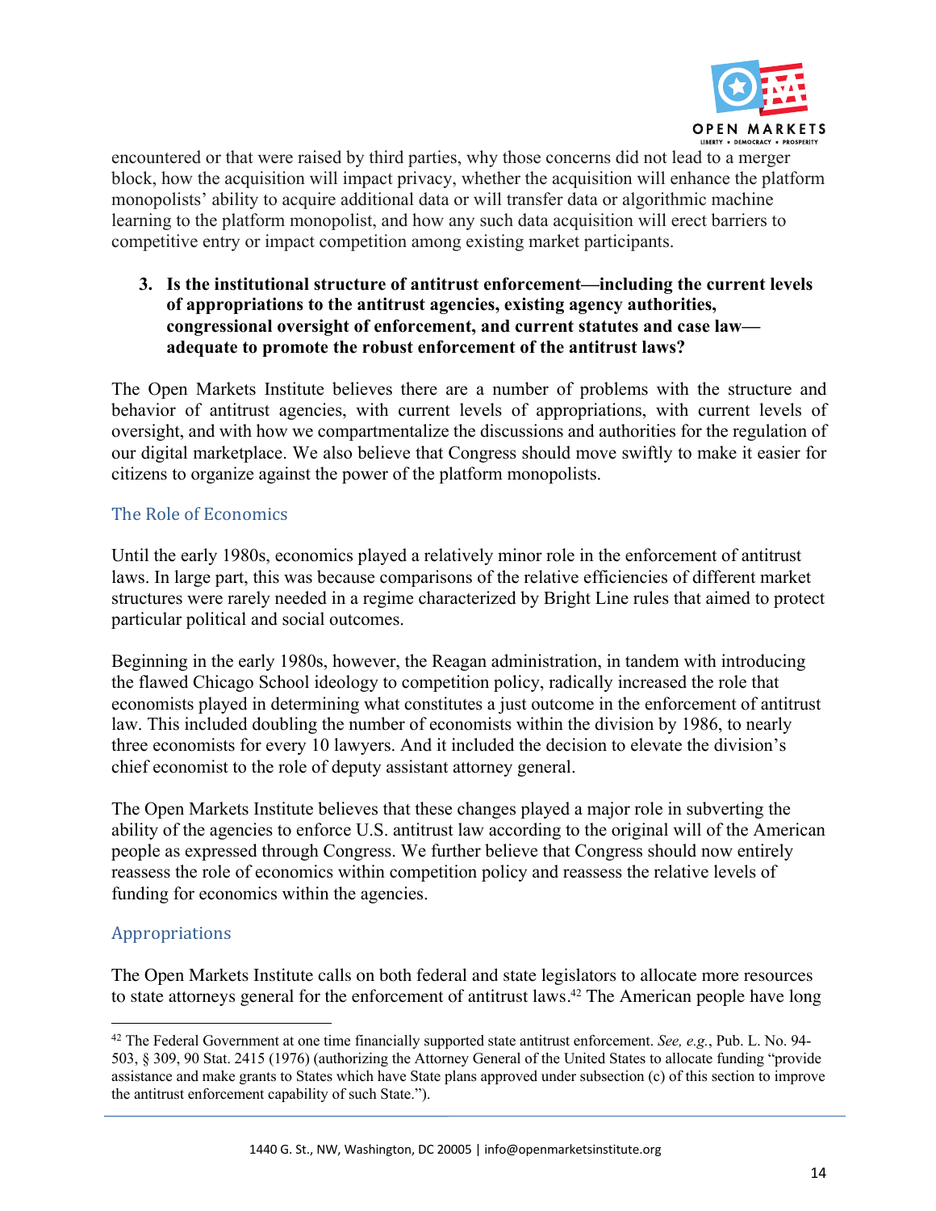encountered or that were raised by third parties, why those concerns did not lead to a merger block, how the acquisition will impact privacy, whether the acquisition will enhance the platform monopolists' ability to acquire additional data or will transfer data or algorithmic machine learning to the platform monopolist, and how any such data acquisition will erect barriers to competitive entry or impact competition among existing market participants.

3. **Is the institutional structure of antitrust enforcement—including the current levels of appropriations to the antitrust agencies, existing agency authorities, congressional oversight of enforcement, and current statutes and case law—adequate to promote the robust enforcement of the antitrust laws?**

The Open Markets Institute believes there are a number of problems with the structure and behavior of antitrust agencies, with current levels of appropriations, with current levels of oversight, and with how we compartmentalize the discussions and authorities for the regulation of our digital marketplace. We also believe that Congress should move swiftly to make it easier for citizens to organize against the power of the platform monopolists.

### The Role of Economics

Until the early 1980s, economics played a relatively minor role in the enforcement of antitrust laws. In large part, this was because comparisons of the relative efficiencies of different market structures were rarely needed in a regime characterized by Bright Line rules that aimed to protect particular political and social outcomes.

Beginning in the early 1980s, however, the Reagan administration, in tandem with introducing the flawed Chicago School ideology to competition policy, radically increased the role that economists played in determining what constitutes a just outcome in the enforcement of antitrust law. This included doubling the number of economists within the division by 1986, to nearly three economists for every 10 lawyers. And it included the decision to elevate the division's chief economist to the role of deputy assistant attorney general.

The Open Markets Institute believes that these changes played a major role in subverting the ability of the agencies to enforce U.S. antitrust law according to the original will of the American people as expressed through Congress. We further believe that Congress should now entirely reassess the role of economics within competition policy and reassess the relative levels of funding for economics within the agencies.

### Appropriations

The Open Markets Institute calls on both federal and state legislators to allocate more resources to state attorneys general for the enforcement of antitrust laws.[42] The American people have long

---

[42] The Federal Government at one time financially supported state antitrust enforcement. *See, e.g.*, Pub. L. No. 94-503, § 309, 90 Stat. 2415 (1976) (authorizing the Attorney General of the United States to allocate funding "provide assistance and make grants to States which have State plans approved under subsection (c) of this section to improve the antitrust enforcement capability of such State.").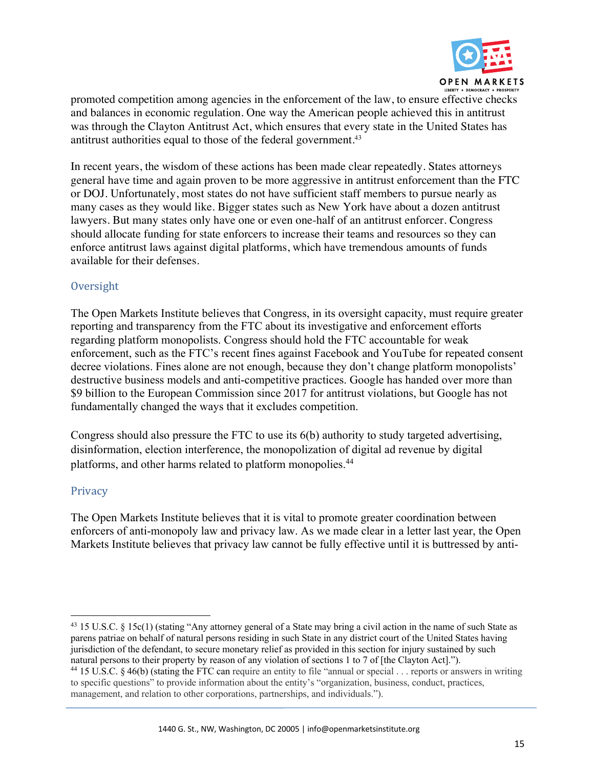promoted competition among agencies in the enforcement of the law, to ensure effective checks and balances in economic regulation. One way the American people achieved this in antitrust was through the Clayton Antitrust Act, which ensures that every state in the United States has antitrust authorities equal to those of the federal government.[43]

In recent years, the wisdom of these actions has been made clear repeatedly. States attorneys general have time and again proven to be more aggressive in antitrust enforcement than the FTC or DOJ. Unfortunately, most states do not have sufficient staff members to pursue nearly as many cases as they would like. Bigger states such as New York have about a dozen antitrust lawyers. But many states only have one or even one-half of an antitrust enforcer. Congress should allocate funding for state enforcers to increase their teams and resources so they can enforce antitrust laws against digital platforms, which have tremendous amounts of funds available for their defenses.

## Oversight

The Open Markets Institute believes that Congress, in its oversight capacity, must require greater reporting and transparency from the FTC about its investigative and enforcement efforts regarding platform monopolists. Congress should hold the FTC accountable for weak enforcement, such as the FTC's recent fines against Facebook and YouTube for repeated consent decree violations. Fines alone are not enough, because they don't change platform monopolists' destructive business models and anti-competitive practices. Google has handed over more than $9 billion to the European Commission since 2017 for antitrust violations, but Google has not fundamentally changed the ways that it excludes competition.

Congress should also pressure the FTC to use its 6(b) authority to study targeted advertising, disinformation, election interference, the monopolization of digital ad revenue by digital platforms, and other harms related to platform monopolies.[44]

## Privacy

The Open Markets Institute believes that it is vital to promote greater coordination between enforcers of anti-monopoly law and privacy law. As we made clear in a letter last year, the Open Markets Institute believes that privacy law cannot be fully effective until it is buttressed by anti-

---

[43] 15 U.S.C. § 15c(1) (stating "Any attorney general of a State may bring a civil action in the name of such State as parens patriae on behalf of natural persons residing in such State in any district court of the United States having jurisdiction of the defendant, to secure monetary relief as provided in this section for injury sustained by such natural persons to their property by reason of any violation of sections 1 to 7 of [the Clayton Act].").

[44] 15 U.S.C. § 46(b) (stating the FTC can require an entity to file "annual or special . . . reports or answers in writing to specific questions" to provide information about the entity's "organization, business, conduct, practices, management, and relation to other corporations, partnerships, and individuals.").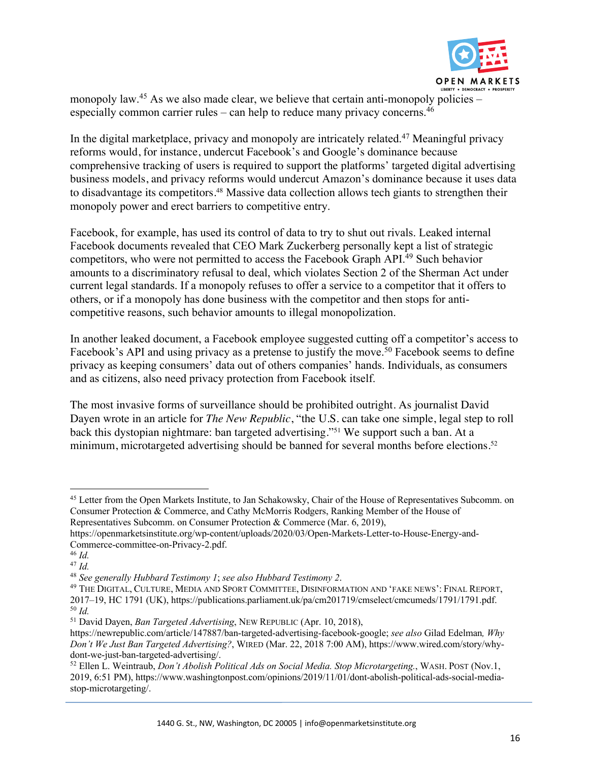monopoly law.[45] As we also made clear, we believe that certain anti-monopoly policies – especially common carrier rules – can help to reduce many privacy concerns.[46]

In the digital marketplace, privacy and monopoly are intricately related.[47] Meaningful privacy reforms would, for instance, undercut Facebook's and Google's dominance because comprehensive tracking of users is required to support the platforms' targeted digital advertising business models, and privacy reforms would undercut Amazon's dominance because it uses data to disadvantage its competitors.[48] Massive data collection allows tech giants to strengthen their monopoly power and erect barriers to competitive entry.

Facebook, for example, has used its control of data to try to shut out rivals. Leaked internal Facebook documents revealed that CEO Mark Zuckerberg personally kept a list of strategic competitors, who were not permitted to access the Facebook Graph API.[49] Such behavior amounts to a discriminatory refusal to deal, which violates Section 2 of the Sherman Act under current legal standards. If a monopoly refuses to offer a service to a competitor that it offers to others, or if a monopoly has done business with the competitor and then stops for anti-competitive reasons, such behavior amounts to illegal monopolization.

In another leaked document, a Facebook employee suggested cutting off a competitor's access to Facebook's API and using privacy as a pretense to justify the move.[50] Facebook seems to define privacy as keeping consumers' data out of others companies' hands. Individuals, as consumers and as citizens, also need privacy protection from Facebook itself.

The most invasive forms of surveillance should be prohibited outright. As journalist David Dayen wrote in an article for *The New Republic*, "the U.S. can take one simple, legal step to roll back this dystopian nightmare: ban targeted advertising."[51] We support such a ban. At a minimum, microtargeted advertising should be banned for several months before elections.[52]

---

[45] Letter from the Open Markets Institute, to Jan Schakowsky, Chair of the House of Representatives Subcomm. on Consumer Protection & Commerce, and Cathy McMorris Rodgers, Ranking Member of the House of Representatives Subcomm. on Consumer Protection & Commerce (Mar. 6, 2019), https://openmarketsinstitute.org/wp-content/uploads/2020/03/Open-Markets-Letter-to-House-Energy-and-Commerce-committee-on-Privacy-2.pdf.

[46] *Id.*

[47] *Id.*

[48] *See generally Hubbard Testimony 1*; *see also Hubbard Testimony 2*.

[49] The Digital, Culture, Media and Sport Committee, Disinformation and 'Fake News': Final Report, 2017–19, HC 1791 (UK), https://publications.parliament.uk/pa/cm201719/cmselect/cmcumeds/1791/1791.pdf.

[50] *Id.*

[51] David Dayen, *Ban Targeted Advertising*, New Republic (Apr. 10, 2018), https://newrepublic.com/article/147887/ban-targeted-advertising-facebook-google; *see also* Gilad Edelman, *Why Don't We Just Ban Targeted Advertising?*, Wired (Mar. 22, 2018 7:00 AM), https://www.wired.com/story/why-dont-we-just-ban-targeted-advertising/.

[52] Ellen L. Weintraub, *Don't Abolish Political Ads on Social Media. Stop Microtargeting.*, Wash. Post (Nov.1, 2019, 6:51 PM), https://www.washingtonpost.com/opinions/2019/11/01/dont-abolish-political-ads-social-media-stop-microtargeting/.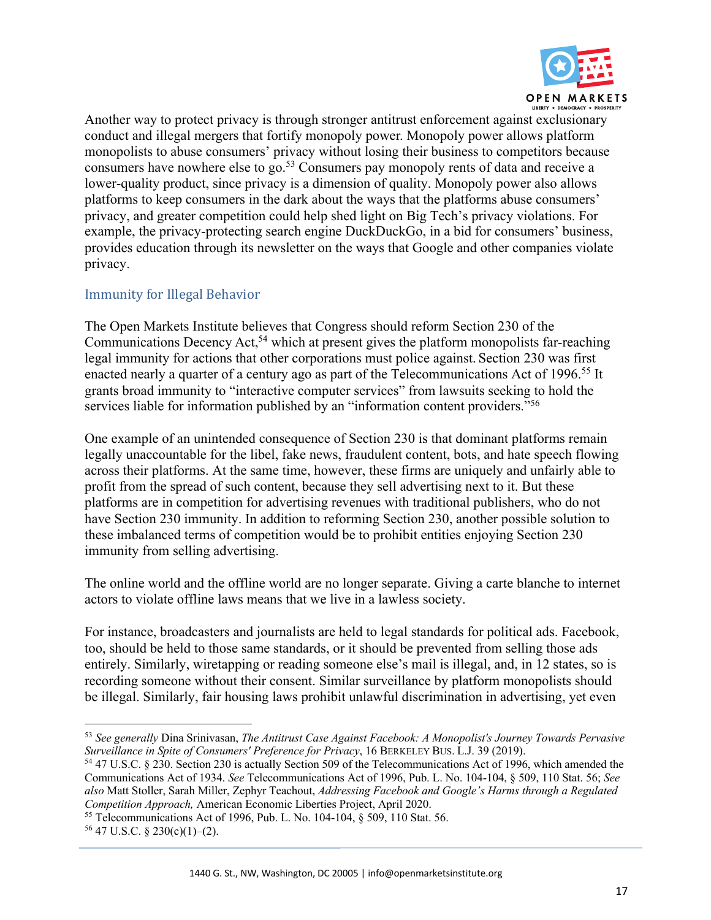Another way to protect privacy is through stronger antitrust enforcement against exclusionary conduct and illegal mergers that fortify monopoly power. Monopoly power allows platform monopolists to abuse consumers' privacy without losing their business to competitors because consumers have nowhere else to go.[53] Consumers pay monopoly rents of data and receive a lower-quality product, since privacy is a dimension of quality. Monopoly power also allows platforms to keep consumers in the dark about the ways that the platforms abuse consumers' privacy, and greater competition could help shed light on Big Tech's privacy violations. For example, the privacy-protecting search engine DuckDuckGo, in a bid for consumers' business, provides education through its newsletter on the ways that Google and other companies violate privacy.

## Immunity for Illegal Behavior

The Open Markets Institute believes that Congress should reform Section 230 of the Communications Decency Act,[54] which at present gives the platform monopolists far-reaching legal immunity for actions that other corporations must police against. Section 230 was first enacted nearly a quarter of a century ago as part of the Telecommunications Act of 1996.[55] It grants broad immunity to "interactive computer services" from lawsuits seeking to hold the services liable for information published by an "information content providers."[56]

One example of an unintended consequence of Section 230 is that dominant platforms remain legally unaccountable for the libel, fake news, fraudulent content, bots, and hate speech flowing across their platforms. At the same time, however, these firms are uniquely and unfairly able to profit from the spread of such content, because they sell advertising next to it. But these platforms are in competition for advertising revenues with traditional publishers, who do not have Section 230 immunity. In addition to reforming Section 230, another possible solution to these imbalanced terms of competition would be to prohibit entities enjoying Section 230 immunity from selling advertising.

The online world and the offline world are no longer separate. Giving a carte blanche to internet actors to violate offline laws means that we live in a lawless society.

For instance, broadcasters and journalists are held to legal standards for political ads. Facebook, too, should be held to those same standards, or it should be prevented from selling those ads entirely. Similarly, wiretapping or reading someone else's mail is illegal, and, in 12 states, so is recording someone without their consent. Similar surveillance by platform monopolists should be illegal. Similarly, fair housing laws prohibit unlawful discrimination in advertising, yet even

---

[53] *See generally* Dina Srinivasan, *The Antitrust Case Against Facebook: A Monopolist's Journey Towards Pervasive Surveillance in Spite of Consumers' Preference for Privacy*, 16 BERKELEY BUS. L.J. 39 (2019).

[54] 47 U.S.C. § 230. Section 230 is actually Section 509 of the Telecommunications Act of 1996, which amended the Communications Act of 1934. *See* Telecommunications Act of 1996, Pub. L. No. 104-104, § 509, 110 Stat. 56; *See also* Matt Stoller, Sarah Miller, Zephyr Teachout, *Addressing Facebook and Google's Harms through a Regulated Competition Approach,* American Economic Liberties Project, April 2020.

[55] Telecommunications Act of 1996, Pub. L. No. 104-104, § 509, 110 Stat. 56.

[56] 47 U.S.C. § 230(c)(1)–(2).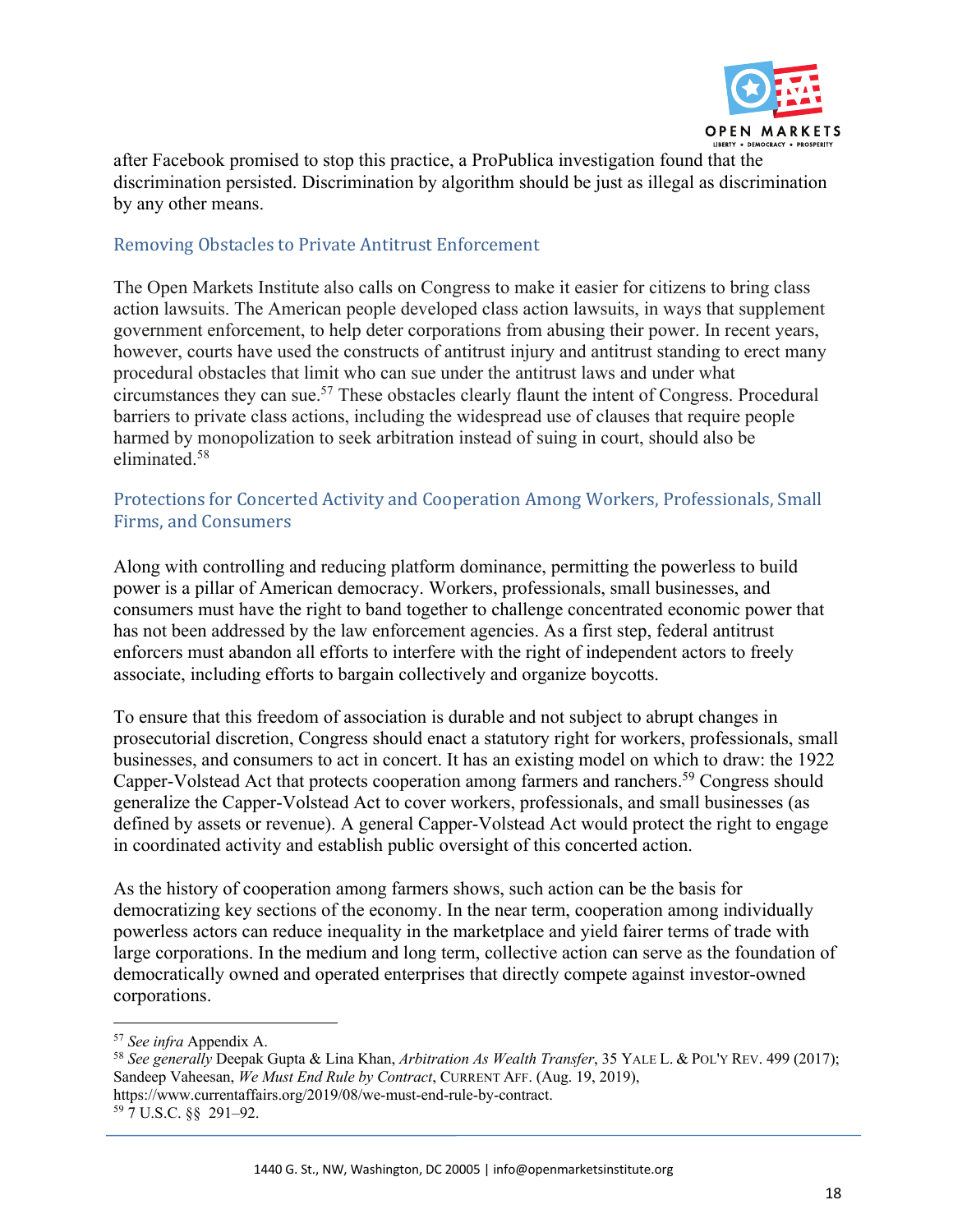after Facebook promised to stop this practice, a ProPublica investigation found that the discrimination persisted. Discrimination by algorithm should be just as illegal as discrimination by any other means.

### Removing Obstacles to Private Antitrust Enforcement

The Open Markets Institute also calls on Congress to make it easier for citizens to bring class action lawsuits. The American people developed class action lawsuits, in ways that supplement government enforcement, to help deter corporations from abusing their power. In recent years, however, courts have used the constructs of antitrust injury and antitrust standing to erect many procedural obstacles that limit who can sue under the antitrust laws and under what circumstances they can sue.[57] These obstacles clearly flaunt the intent of Congress. Procedural barriers to private class actions, including the widespread use of clauses that require people harmed by monopolization to seek arbitration instead of suing in court, should also be eliminated.[58]

### Protections for Concerted Activity and Cooperation Among Workers, Professionals, Small Firms, and Consumers

Along with controlling and reducing platform dominance, permitting the powerless to build power is a pillar of American democracy. Workers, professionals, small businesses, and consumers must have the right to band together to challenge concentrated economic power that has not been addressed by the law enforcement agencies. As a first step, federal antitrust enforcers must abandon all efforts to interfere with the right of independent actors to freely associate, including efforts to bargain collectively and organize boycotts.

To ensure that this freedom of association is durable and not subject to abrupt changes in prosecutorial discretion, Congress should enact a statutory right for workers, professionals, small businesses, and consumers to act in concert. It has an existing model on which to draw: the 1922 Capper-Volstead Act that protects cooperation among farmers and ranchers.[59] Congress should generalize the Capper-Volstead Act to cover workers, professionals, and small businesses (as defined by assets or revenue). A general Capper-Volstead Act would protect the right to engage in coordinated activity and establish public oversight of this concerted action.

As the history of cooperation among farmers shows, such action can be the basis for democratizing key sections of the economy. In the near term, cooperation among individually powerless actors can reduce inequality in the marketplace and yield fairer terms of trade with large corporations. In the medium and long term, collective action can serve as the foundation of democratically owned and operated enterprises that directly compete against investor-owned corporations.

---

[57] *See infra* Appendix A.

[58] *See generally* Deepak Gupta & Lina Khan, *Arbitration As Wealth Transfer*, 35 YALE L. & POL'Y REV. 499 (2017); Sandeep Vaheesan, *We Must End Rule by Contract*, CURRENT AFF. (Aug. 19, 2019), https://www.currentaffairs.org/2019/08/we-must-end-rule-by-contract.

[59] 7 U.S.C. §§ 291–92.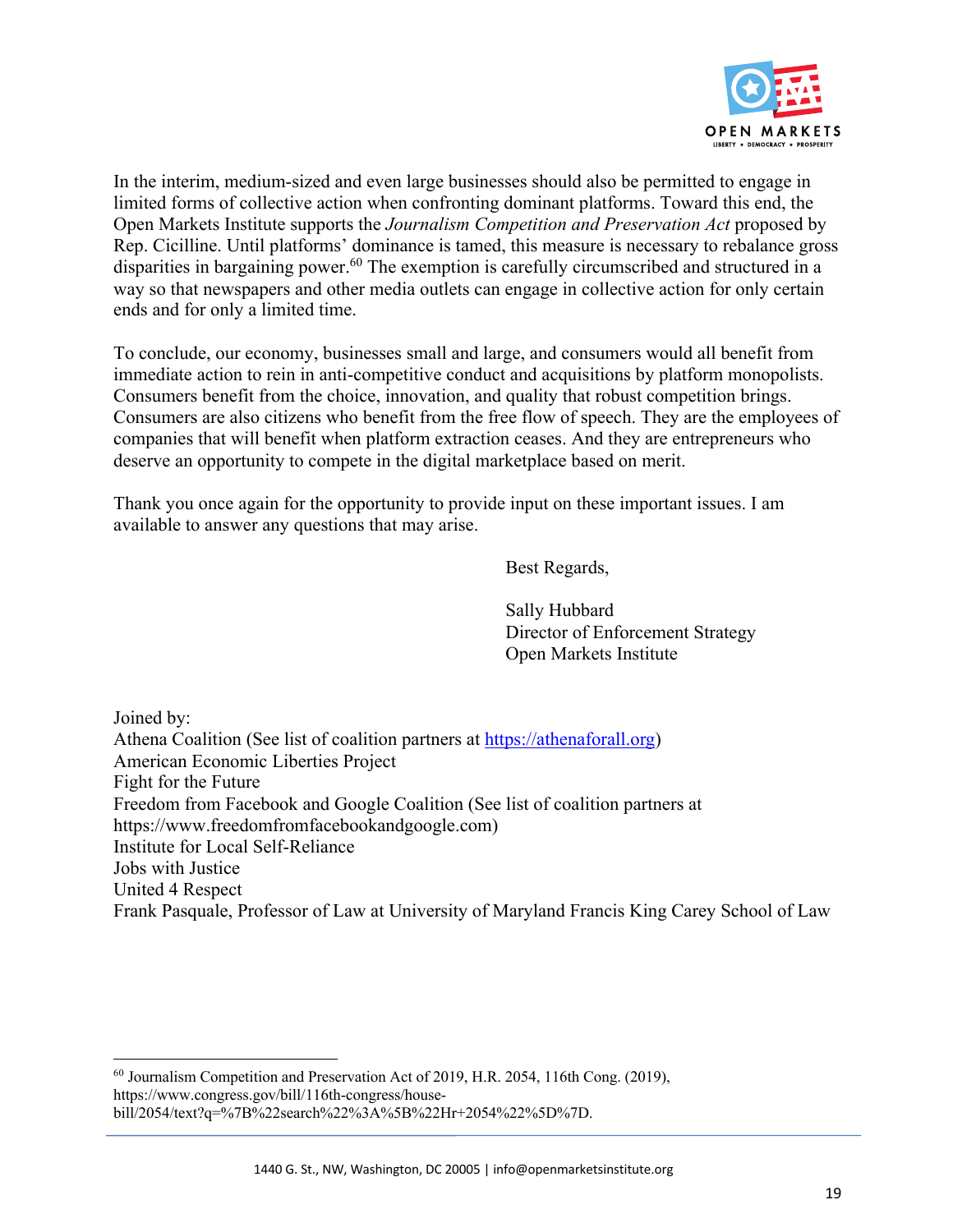In the interim, medium-sized and even large businesses should also be permitted to engage in limited forms of collective action when confronting dominant platforms. Toward this end, the Open Markets Institute supports the *Journalism Competition and Preservation Act* proposed by Rep. Cicilline. Until platforms' dominance is tamed, this measure is necessary to rebalance gross disparities in bargaining power.[60] The exemption is carefully circumscribed and structured in a way so that newspapers and other media outlets can engage in collective action for only certain ends and for only a limited time.

To conclude, our economy, businesses small and large, and consumers would all benefit from immediate action to rein in anti-competitive conduct and acquisitions by platform monopolists. Consumers benefit from the choice, innovation, and quality that robust competition brings. Consumers are also citizens who benefit from the free flow of speech. They are the employees of companies that will benefit when platform extraction ceases. And they are entrepreneurs who deserve an opportunity to compete in the digital marketplace based on merit.

Thank you once again for the opportunity to provide input on these important issues. I am available to answer any questions that may arise.

Best Regards,

Sally Hubbard
Director of Enforcement Strategy
Open Markets Institute

Joined by:
Athena Coalition (See list of coalition partners at https://athenaforall.org)
American Economic Liberties Project
Fight for the Future
Freedom from Facebook and Google Coalition (See list of coalition partners at https://www.freedomfromfacebookandgoogle.com)
Institute for Local Self-Reliance
Jobs with Justice
United 4 Respect
Frank Pasquale, Professor of Law at University of Maryland Francis King Carey School of Law

---

[60] Journalism Competition and Preservation Act of 2019, H.R. 2054, 116th Cong. (2019), https://www.congress.gov/bill/116th-congress/house-bill/2054/text?q=%7B%22search%22%3A%5B%22Hr+2054%22%5D%7D.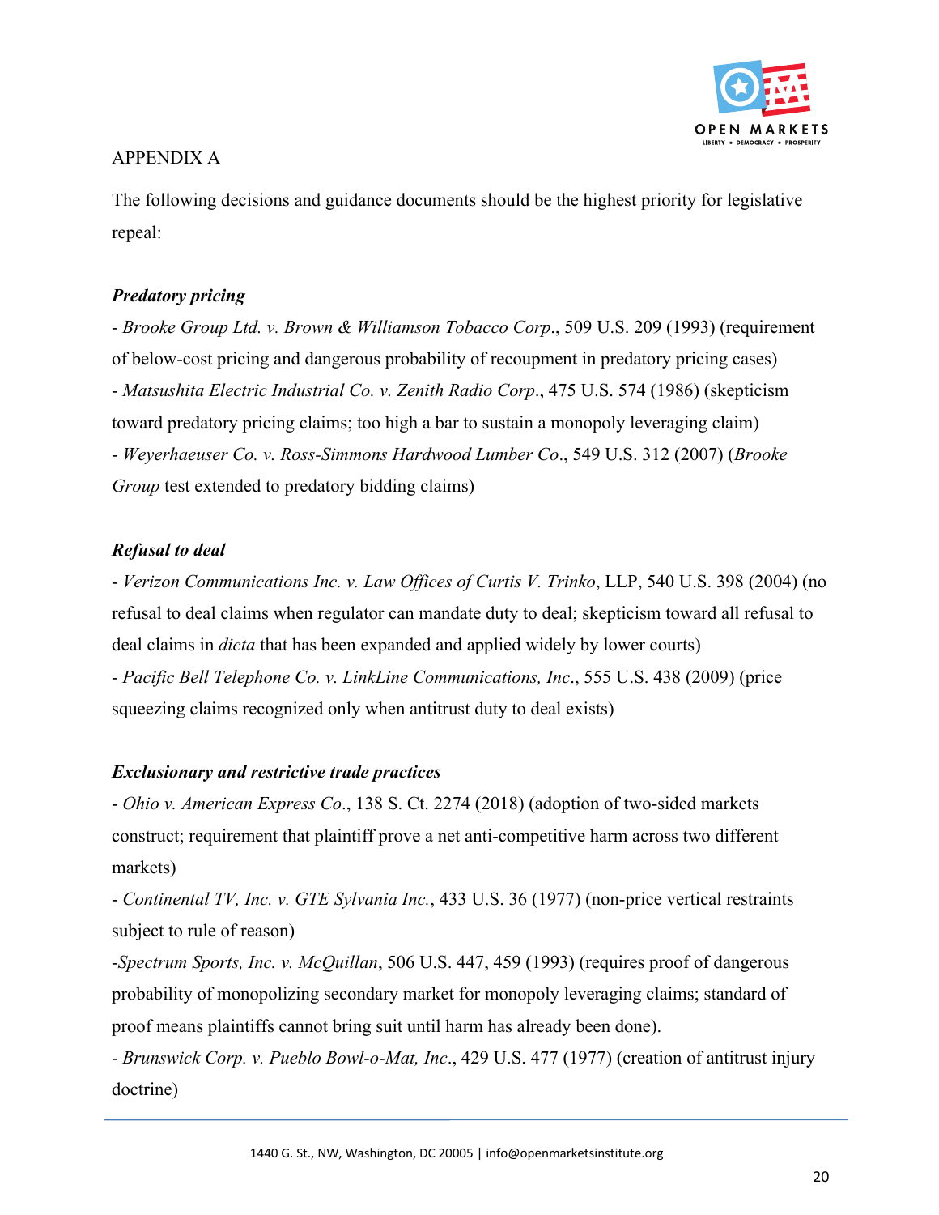APPENDIX A

The following decisions and guidance documents should be the highest priority for legislative repeal:

***Predatory pricing***

- *Brooke Group Ltd. v. Brown & Williamson Tobacco Corp*., 509 U.S. 209 (1993) (requirement of below-cost pricing and dangerous probability of recoupment in predatory pricing cases)
- *Matsushita Electric Industrial Co. v. Zenith Radio Corp*., 475 U.S. 574 (1986) (skepticism toward predatory pricing claims; too high a bar to sustain a monopoly leveraging claim)
- *Weyerhaeuser Co. v. Ross-Simmons Hardwood Lumber Co*., 549 U.S. 312 (2007) (*Brooke Group* test extended to predatory bidding claims)

***Refusal to deal***

- *Verizon Communications Inc. v. Law Offices of Curtis V. Trinko*, LLP, 540 U.S. 398 (2004) (no refusal to deal claims when regulator can mandate duty to deal; skepticism toward all refusal to deal claims in *dicta* that has been expanded and applied widely by lower courts)
- *Pacific Bell Telephone Co. v. LinkLine Communications, Inc*., 555 U.S. 438 (2009) (price squeezing claims recognized only when antitrust duty to deal exists)

***Exclusionary and restrictive trade practices***

- *Ohio v. American Express Co*., 138 S. Ct. 2274 (2018) (adoption of two-sided markets construct; requirement that plaintiff prove a net anti-competitive harm across two different markets)
- *Continental TV, Inc. v. GTE Sylvania Inc.*, 433 U.S. 36 (1977) (non-price vertical restraints subject to rule of reason)
-*Spectrum Sports, Inc. v. McQuillan*, 506 U.S. 447, 459 (1993) (requires proof of dangerous probability of monopolizing secondary market for monopoly leveraging claims; standard of proof means plaintiffs cannot bring suit until harm has already been done).
- *Brunswick Corp. v. Pueblo Bowl-o-Mat, Inc*., 429 U.S. 477 (1977) (creation of antitrust injury doctrine)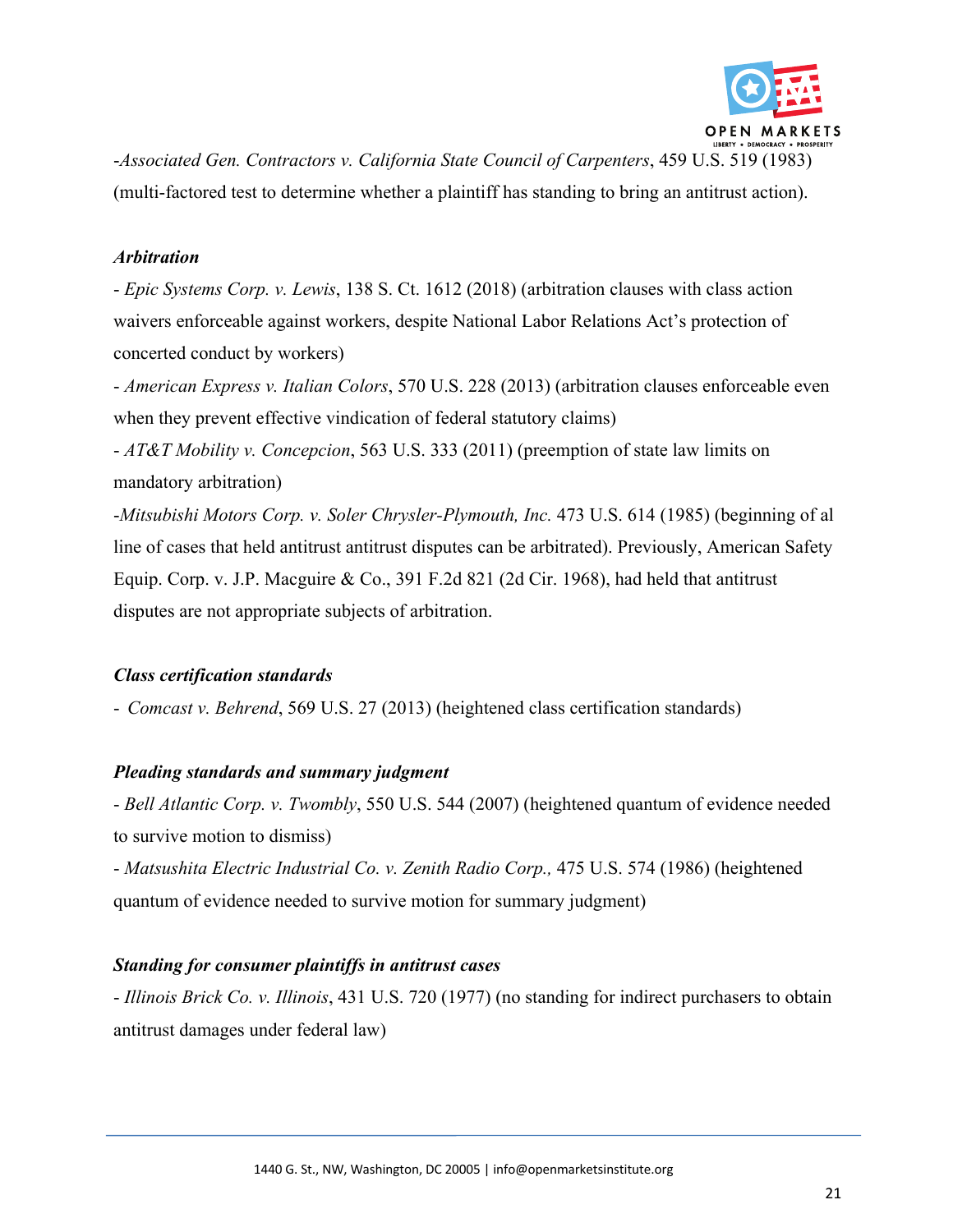-*Associated Gen. Contractors v. California State Council of Carpenters*, 459 U.S. 519 (1983) (multi-factored test to determine whether a plaintiff has standing to bring an antitrust action).

***Arbitration***

- *Epic Systems Corp. v. Lewis*, 138 S. Ct. 1612 (2018) (arbitration clauses with class action waivers enforceable against workers, despite National Labor Relations Act's protection of concerted conduct by workers)
- *American Express v. Italian Colors*, 570 U.S. 228 (2013) (arbitration clauses enforceable even when they prevent effective vindication of federal statutory claims)
- *AT&T Mobility v. Concepcion*, 563 U.S. 333 (2011) (preemption of state law limits on mandatory arbitration)

-*Mitsubishi Motors Corp. v. Soler Chrysler-Plymouth, Inc.* 473 U.S. 614 (1985) (beginning of al line of cases that held antitrust antitrust disputes can be arbitrated). Previously, American Safety Equip. Corp. v. J.P. Macguire & Co., 391 F.2d 821 (2d Cir. 1968), had held that antitrust disputes are not appropriate subjects of arbitration.

***Class certification standards***

- *Comcast v. Behrend*, 569 U.S. 27 (2013) (heightened class certification standards)

***Pleading standards and summary judgment***

- *Bell Atlantic Corp. v. Twombly*, 550 U.S. 544 (2007) (heightened quantum of evidence needed to survive motion to dismiss)
- *Matsushita Electric Industrial Co. v. Zenith Radio Corp.,* 475 U.S. 574 (1986) (heightened quantum of evidence needed to survive motion for summary judgment)

***Standing for consumer plaintiffs in antitrust cases***

- *Illinois Brick Co. v. Illinois*, 431 U.S. 720 (1977) (no standing for indirect purchasers to obtain antitrust damages under federal law)